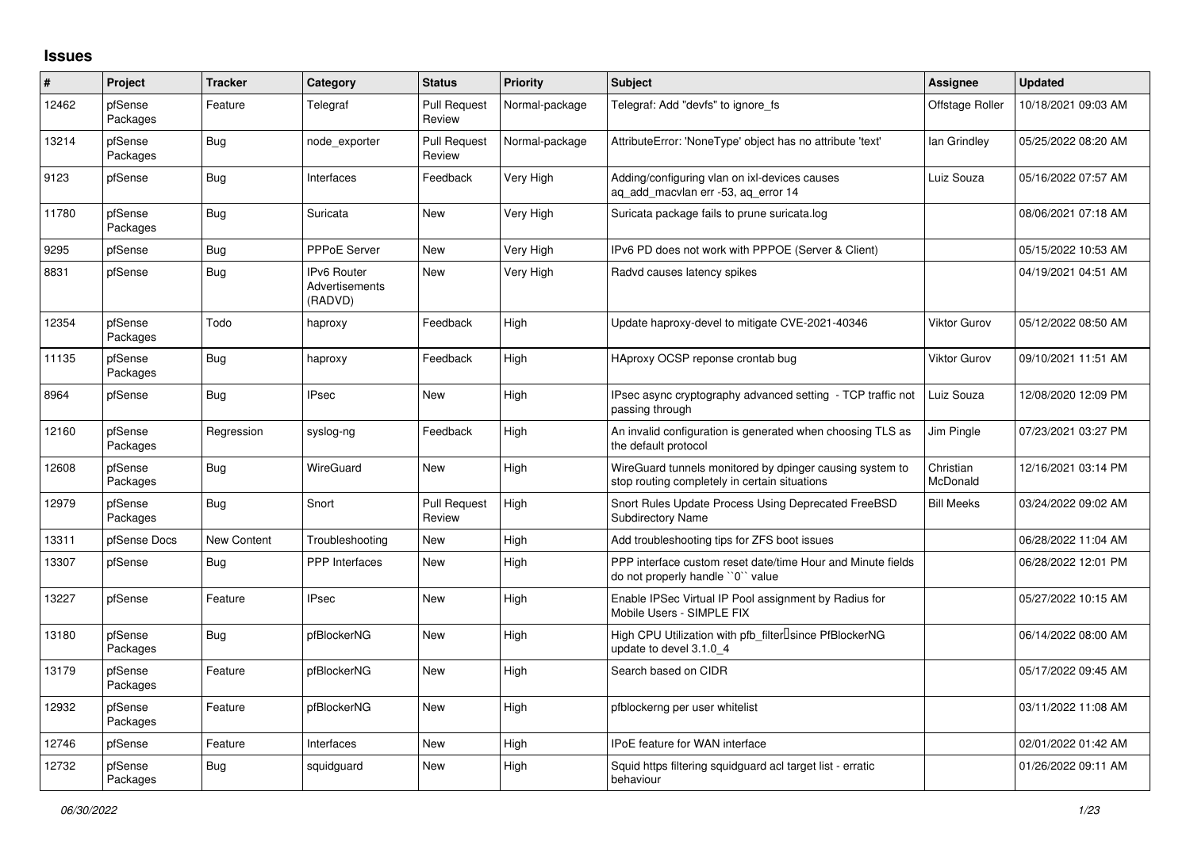## Issues

| # | Project | Tracker | Category | Status | Priority | Subject | Assignee | Updated |
|---|---|---|---|---|---|---|---|---|
| 12462 | pfSense Packages | Feature | Telegraf | Pull Request Review | Normal-package | Telegraf: Add "devfs" to ignore_fs | Offstage Roller | 10/18/2021 09:03 AM |
| 13214 | pfSense Packages | Bug | node_exporter | Pull Request Review | Normal-package | AttributeError: 'NoneType' object has no attribute 'text' | Ian Grindley | 05/25/2022 08:20 AM |
| 9123 | pfSense | Bug | Interfaces | Feedback | Very High | Adding/configuring vlan on ixl-devices causes aq_add_macvlan err -53, aq_error 14 | Luiz Souza | 05/16/2022 07:57 AM |
| 11780 | pfSense Packages | Bug | Suricata | New | Very High | Suricata package fails to prune suricata.log | | 08/06/2021 07:18 AM |
| 9295 | pfSense | Bug | PPPoE Server | New | Very High | IPv6 PD does not work with PPPOE (Server & Client) | | 05/15/2022 10:53 AM |
| 8831 | pfSense | Bug | IPv6 Router Advertisements (RADVD) | New | Very High | Radvd causes latency spikes | | 04/19/2021 04:51 AM |
| 12354 | pfSense Packages | Todo | haproxy | Feedback | High | Update haproxy-devel to mitigate CVE-2021-40346 | Viktor Gurov | 05/12/2022 08:50 AM |
| 11135 | pfSense Packages | Bug | haproxy | Feedback | High | HAproxy OCSP reponse crontab bug | Viktor Gurov | 09/10/2021 11:51 AM |
| 8964 | pfSense | Bug | IPsec | New | High | IPsec async cryptography advanced setting - TCP traffic not passing through | Luiz Souza | 12/08/2020 12:09 PM |
| 12160 | pfSense Packages | Regression | syslog-ng | Feedback | High | An invalid configuration is generated when choosing TLS as the default protocol | Jim Pingle | 07/23/2021 03:27 PM |
| 12608 | pfSense Packages | Bug | WireGuard | New | High | WireGuard tunnels monitored by dpinger causing system to stop routing completely in certain situations | Christian McDonald | 12/16/2021 03:14 PM |
| 12979 | pfSense Packages | Bug | Snort | Pull Request Review | High | Snort Rules Update Process Using Deprecated FreeBSD Subdirectory Name | Bill Meeks | 03/24/2022 09:02 AM |
| 13311 | pfSense Docs | New Content | Troubleshooting | New | High | Add troubleshooting tips for ZFS boot issues | | 06/28/2022 11:04 AM |
| 13307 | pfSense | Bug | PPP Interfaces | New | High | PPP interface custom reset date/time Hour and Minute fields do not properly handle ``0`` value | | 06/28/2022 12:01 PM |
| 13227 | pfSense | Feature | IPsec | New | High | Enable IPSec Virtual IP Pool assignment by Radius for Mobile Users - SIMPLE FIX | | 05/27/2022 10:15 AM |
| 13180 | pfSense Packages | Bug | pfBlockerNG | New | High | High CPU Utilization with pfb_filter since PfBlockerNG update to devel 3.1.0_4 | | 06/14/2022 08:00 AM |
| 13179 | pfSense Packages | Feature | pfBlockerNG | New | High | Search based on CIDR | | 05/17/2022 09:45 AM |
| 12932 | pfSense Packages | Feature | pfBlockerNG | New | High | pfblockerng per user whitelist | | 03/11/2022 11:08 AM |
| 12746 | pfSense | Feature | Interfaces | New | High | IPoE feature for WAN interface | | 02/01/2022 01:42 AM |
| 12732 | pfSense Packages | Bug | squidguard | New | High | Squid https filtering squidguard acl target list - erratic behaviour | | 01/26/2022 09:11 AM |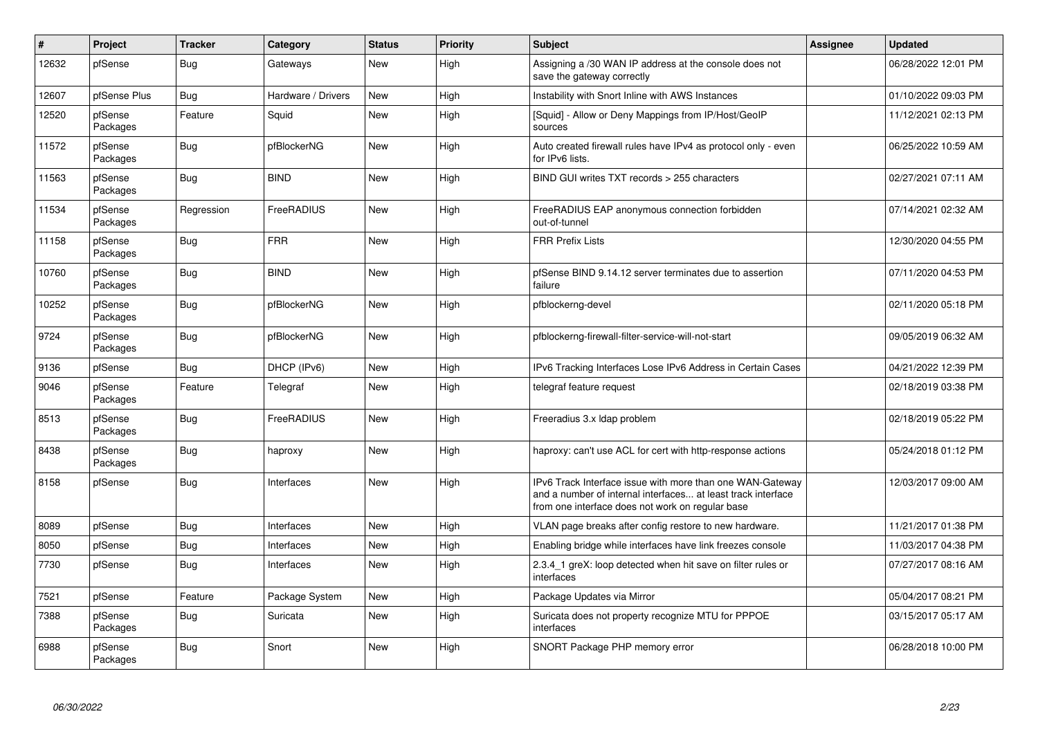| # | Project | Tracker | Category | Status | Priority | Subject | Assignee | Updated |
|---|---|---|---|---|---|---|---|---|
| 12632 | pfSense | Bug | Gateways | New | High | Assigning a /30 WAN IP address at the console does not save the gateway correctly | | 06/28/2022 12:01 PM |
| 12607 | pfSense Plus | Bug | Hardware / Drivers | New | High | Instability with Snort Inline with AWS Instances | | 01/10/2022 09:03 PM |
| 12520 | pfSense Packages | Feature | Squid | New | High | [Squid] - Allow or Deny Mappings from IP/Host/GeoIP sources | | 11/12/2021 02:13 PM |
| 11572 | pfSense Packages | Bug | pfBlockerNG | New | High | Auto created firewall rules have IPv4 as protocol only - even for IPv6 lists. | | 06/25/2022 10:59 AM |
| 11563 | pfSense Packages | Bug | BIND | New | High | BIND GUI writes TXT records > 255 characters | | 02/27/2021 07:11 AM |
| 11534 | pfSense Packages | Regression | FreeRADIUS | New | High | FreeRADIUS EAP anonymous connection forbidden out-of-tunnel | | 07/14/2021 02:32 AM |
| 11158 | pfSense Packages | Bug | FRR | New | High | FRR Prefix Lists | | 12/30/2020 04:55 PM |
| 10760 | pfSense Packages | Bug | BIND | New | High | pfSense BIND 9.14.12 server terminates due to assertion failure | | 07/11/2020 04:53 PM |
| 10252 | pfSense Packages | Bug | pfBlockerNG | New | High | pfblockerng-devel | | 02/11/2020 05:18 PM |
| 9724 | pfSense Packages | Bug | pfBlockerNG | New | High | pfblockerng-firewall-filter-service-will-not-start | | 09/05/2019 06:32 AM |
| 9136 | pfSense | Bug | DHCP (IPv6) | New | High | IPv6 Tracking Interfaces Lose IPv6 Address in Certain Cases | | 04/21/2022 12:39 PM |
| 9046 | pfSense Packages | Feature | Telegraf | New | High | telegraf feature request | | 02/18/2019 03:38 PM |
| 8513 | pfSense Packages | Bug | FreeRADIUS | New | High | Freeradius 3.x ldap problem | | 02/18/2019 05:22 PM |
| 8438 | pfSense Packages | Bug | haproxy | New | High | haproxy: can't use ACL for cert with http-response actions | | 05/24/2018 01:12 PM |
| 8158 | pfSense | Bug | Interfaces | New | High | IPv6 Track Interface issue with more than one WAN-Gateway and a number of internal interfaces... at least track interface from one interface does not work on regular base | | 12/03/2017 09:00 AM |
| 8089 | pfSense | Bug | Interfaces | New | High | VLAN page breaks after config restore to new hardware. | | 11/21/2017 01:38 PM |
| 8050 | pfSense | Bug | Interfaces | New | High | Enabling bridge while interfaces have link freezes console | | 11/03/2017 04:38 PM |
| 7730 | pfSense | Bug | Interfaces | New | High | 2.3.4_1 greX: loop detected when hit save on filter rules or interfaces | | 07/27/2017 08:16 AM |
| 7521 | pfSense | Feature | Package System | New | High | Package Updates via Mirror | | 05/04/2017 08:21 PM |
| 7388 | pfSense Packages | Bug | Suricata | New | High | Suricata does not property recognize MTU for PPPOE interfaces | | 03/15/2017 05:17 AM |
| 6988 | pfSense Packages | Bug | Snort | New | High | SNORT Package PHP memory error | | 06/28/2018 10:00 PM |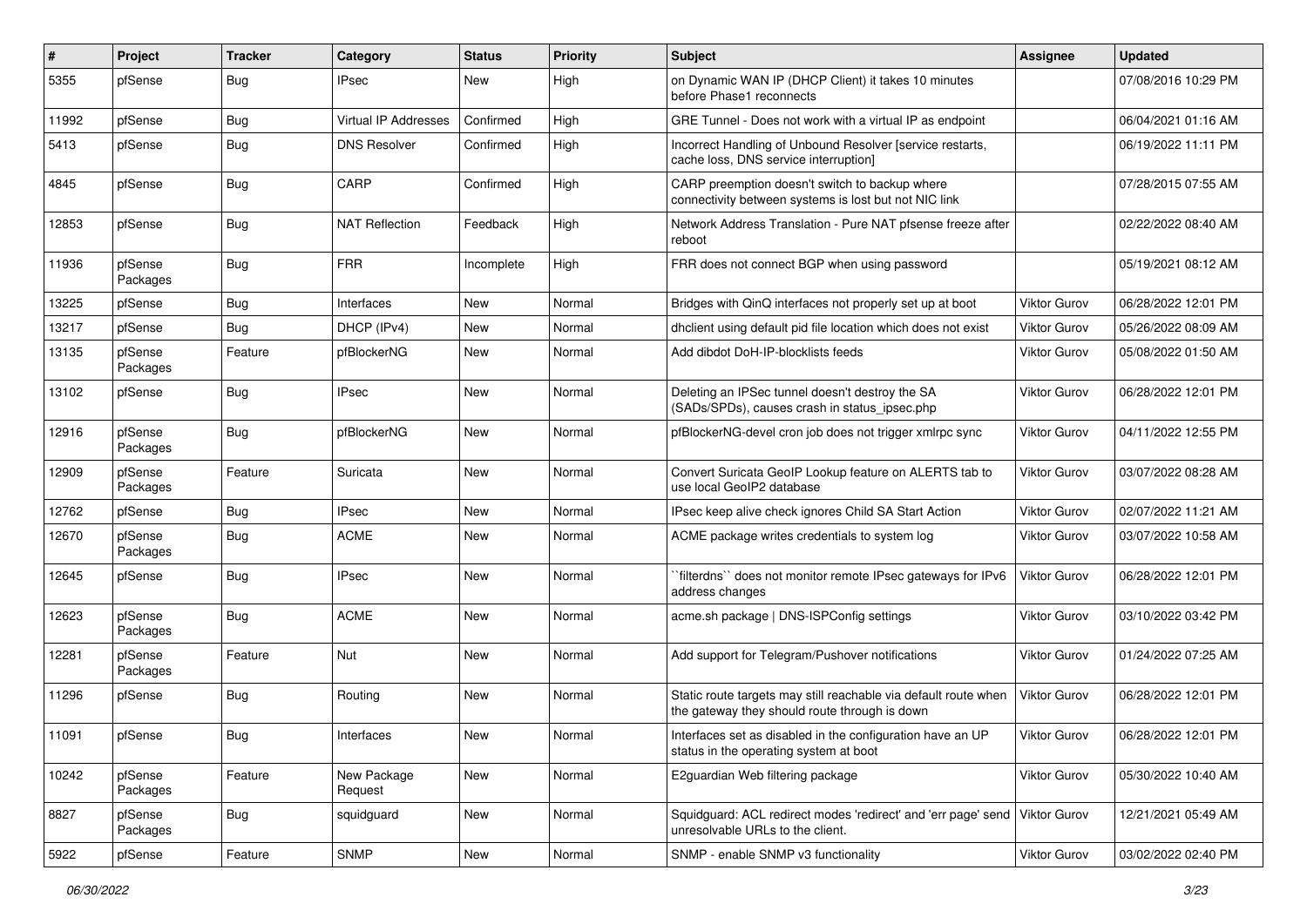| # | Project | Tracker | Category | Status | Priority | Subject | Assignee | Updated |
|---|---|---|---|---|---|---|---|---|
| 5355 | pfSense | Bug | IPsec | New | High | on Dynamic WAN IP (DHCP Client) it takes 10 minutes before Phase1 reconnects | | 07/08/2016 10:29 PM |
| 11992 | pfSense | Bug | Virtual IP Addresses | Confirmed | High | GRE Tunnel - Does not work with a virtual IP as endpoint | | 06/04/2021 01:16 AM |
| 5413 | pfSense | Bug | DNS Resolver | Confirmed | High | Incorrect Handling of Unbound Resolver [service restarts, cache loss, DNS service interruption] | | 06/19/2022 11:11 PM |
| 4845 | pfSense | Bug | CARP | Confirmed | High | CARP preemption doesn't switch to backup where connectivity between systems is lost but not NIC link | | 07/28/2015 07:55 AM |
| 12853 | pfSense | Bug | NAT Reflection | Feedback | High | Network Address Translation - Pure NAT pfsense freeze after reboot | | 02/22/2022 08:40 AM |
| 11936 | pfSense Packages | Bug | FRR | Incomplete | High | FRR does not connect BGP when using password | | 05/19/2021 08:12 AM |
| 13225 | pfSense | Bug | Interfaces | New | Normal | Bridges with QinQ interfaces not properly set up at boot | Viktor Gurov | 06/28/2022 12:01 PM |
| 13217 | pfSense | Bug | DHCP (IPv4) | New | Normal | dhclient using default pid file location which does not exist | Viktor Gurov | 05/26/2022 08:09 AM |
| 13135 | pfSense Packages | Feature | pfBlockerNG | New | Normal | Add dibdot DoH-IP-blocklists feeds | Viktor Gurov | 05/08/2022 01:50 AM |
| 13102 | pfSense | Bug | IPsec | New | Normal | Deleting an IPSec tunnel doesn't destroy the SA (SADs/SPDs), causes crash in status_ipsec.php | Viktor Gurov | 06/28/2022 12:01 PM |
| 12916 | pfSense Packages | Bug | pfBlockerNG | New | Normal | pfBlockerNG-devel cron job does not trigger xmlrpc sync | Viktor Gurov | 04/11/2022 12:55 PM |
| 12909 | pfSense Packages | Feature | Suricata | New | Normal | Convert Suricata GeoIP Lookup feature on ALERTS tab to use local GeoIP2 database | Viktor Gurov | 03/07/2022 08:28 AM |
| 12762 | pfSense | Bug | IPsec | New | Normal | IPsec keep alive check ignores Child SA Start Action | Viktor Gurov | 02/07/2022 11:21 AM |
| 12670 | pfSense Packages | Bug | ACME | New | Normal | ACME package writes credentials to system log | Viktor Gurov | 03/07/2022 10:58 AM |
| 12645 | pfSense | Bug | IPsec | New | Normal | ``filterdns`` does not monitor remote IPsec gateways for IPv6 address changes | Viktor Gurov | 06/28/2022 12:01 PM |
| 12623 | pfSense Packages | Bug | ACME | New | Normal | acme.sh package \| DNS-ISPConfig settings | Viktor Gurov | 03/10/2022 03:42 PM |
| 12281 | pfSense Packages | Feature | Nut | New | Normal | Add support for Telegram/Pushover notifications | Viktor Gurov | 01/24/2022 07:25 AM |
| 11296 | pfSense | Bug | Routing | New | Normal | Static route targets may still reachable via default route when the gateway they should route through is down | Viktor Gurov | 06/28/2022 12:01 PM |
| 11091 | pfSense | Bug | Interfaces | New | Normal | Interfaces set as disabled in the configuration have an UP status in the operating system at boot | Viktor Gurov | 06/28/2022 12:01 PM |
| 10242 | pfSense Packages | Feature | New Package Request | New | Normal | E2guardian Web filtering package | Viktor Gurov | 05/30/2022 10:40 AM |
| 8827 | pfSense Packages | Bug | squidguard | New | Normal | Squidguard: ACL redirect modes 'redirect' and 'err page' send unresolvable URLs to the client. | Viktor Gurov | 12/21/2021 05:49 AM |
| 5922 | pfSense | Feature | SNMP | New | Normal | SNMP - enable SNMP v3 functionality | Viktor Gurov | 03/02/2022 02:40 PM |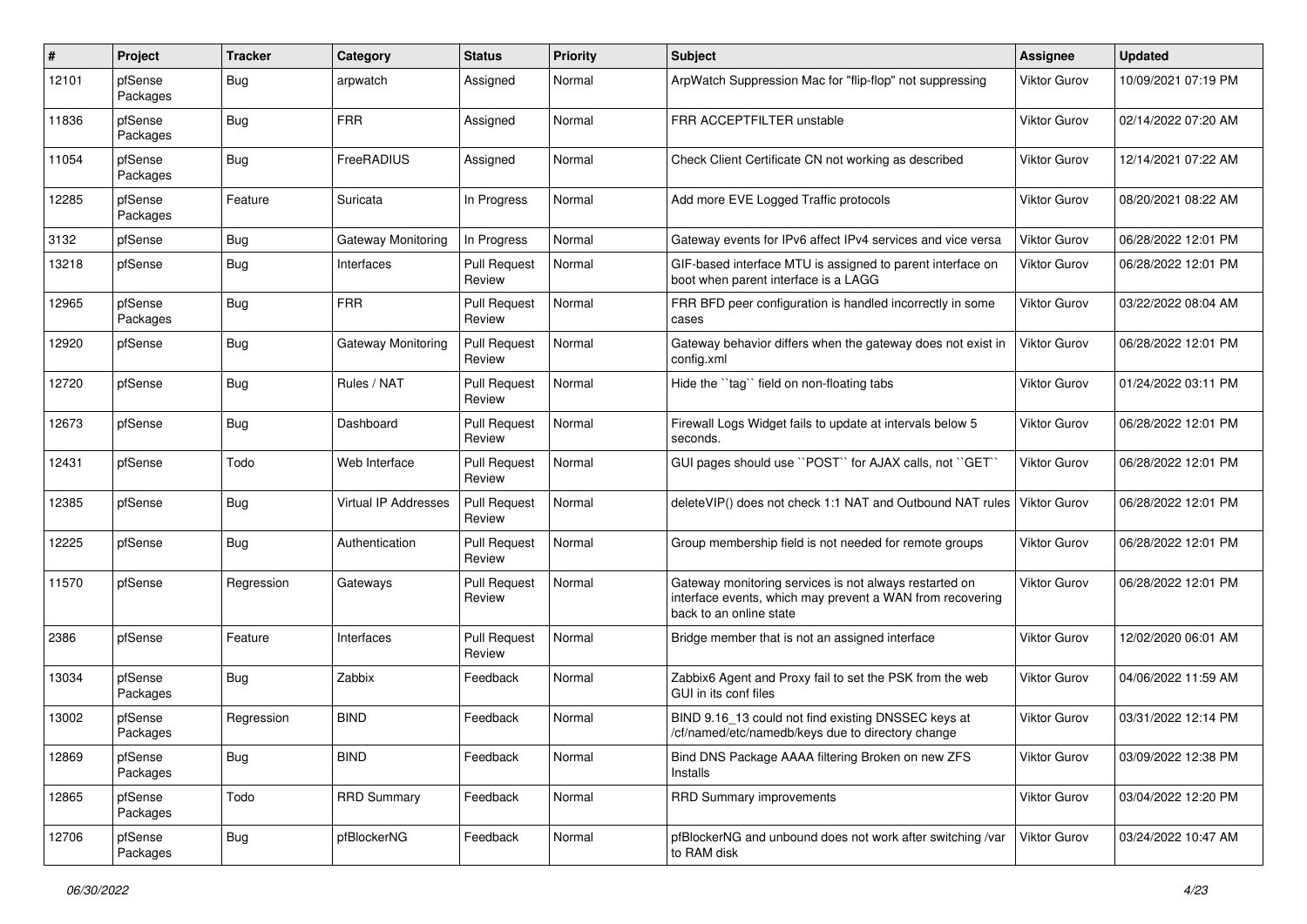| # | Project | Tracker | Category | Status | Priority | Subject | Assignee | Updated |
|---|---|---|---|---|---|---|---|---|
| 12101 | pfSense Packages | Bug | arpwatch | Assigned | Normal | ArpWatch Suppression Mac for "flip-flop" not suppressing | Viktor Gurov | 10/09/2021 07:19 PM |
| 11836 | pfSense Packages | Bug | FRR | Assigned | Normal | FRR ACCEPTFILTER unstable | Viktor Gurov | 02/14/2022 07:20 AM |
| 11054 | pfSense Packages | Bug | FreeRADIUS | Assigned | Normal | Check Client Certificate CN not working as described | Viktor Gurov | 12/14/2021 07:22 AM |
| 12285 | pfSense Packages | Feature | Suricata | In Progress | Normal | Add more EVE Logged Traffic protocols | Viktor Gurov | 08/20/2021 08:22 AM |
| 3132 | pfSense | Bug | Gateway Monitoring | In Progress | Normal | Gateway events for IPv6 affect IPv4 services and vice versa | Viktor Gurov | 06/28/2022 12:01 PM |
| 13218 | pfSense | Bug | Interfaces | Pull Request Review | Normal | GIF-based interface MTU is assigned to parent interface on boot when parent interface is a LAGG | Viktor Gurov | 06/28/2022 12:01 PM |
| 12965 | pfSense Packages | Bug | FRR | Pull Request Review | Normal | FRR BFD peer configuration is handled incorrectly in some cases | Viktor Gurov | 03/22/2022 08:04 AM |
| 12920 | pfSense | Bug | Gateway Monitoring | Pull Request Review | Normal | Gateway behavior differs when the gateway does not exist in config.xml | Viktor Gurov | 06/28/2022 12:01 PM |
| 12720 | pfSense | Bug | Rules / NAT | Pull Request Review | Normal | Hide the ``tag`` field on non-floating tabs | Viktor Gurov | 01/24/2022 03:11 PM |
| 12673 | pfSense | Bug | Dashboard | Pull Request Review | Normal | Firewall Logs Widget fails to update at intervals below 5 seconds. | Viktor Gurov | 06/28/2022 12:01 PM |
| 12431 | pfSense | Todo | Web Interface | Pull Request Review | Normal | GUI pages should use ``POST`` for AJAX calls, not ``GET`` | Viktor Gurov | 06/28/2022 12:01 PM |
| 12385 | pfSense | Bug | Virtual IP Addresses | Pull Request Review | Normal | deleteVIP() does not check 1:1 NAT and Outbound NAT rules | Viktor Gurov | 06/28/2022 12:01 PM |
| 12225 | pfSense | Bug | Authentication | Pull Request Review | Normal | Group membership field is not needed for remote groups | Viktor Gurov | 06/28/2022 12:01 PM |
| 11570 | pfSense | Regression | Gateways | Pull Request Review | Normal | Gateway monitoring services is not always restarted on interface events, which may prevent a WAN from recovering back to an online state | Viktor Gurov | 06/28/2022 12:01 PM |
| 2386 | pfSense | Feature | Interfaces | Pull Request Review | Normal | Bridge member that is not an assigned interface | Viktor Gurov | 12/02/2020 06:01 AM |
| 13034 | pfSense Packages | Bug | Zabbix | Feedback | Normal | Zabbix6 Agent and Proxy fail to set the PSK from the web GUI in its conf files | Viktor Gurov | 04/06/2022 11:59 AM |
| 13002 | pfSense Packages | Regression | BIND | Feedback | Normal | BIND 9.16_13 could not find existing DNSSEC keys at /cf/named/etc/namedb/keys due to directory change | Viktor Gurov | 03/31/2022 12:14 PM |
| 12869 | pfSense Packages | Bug | BIND | Feedback | Normal | Bind DNS Package AAAA filtering Broken on new ZFS Installs | Viktor Gurov | 03/09/2022 12:38 PM |
| 12865 | pfSense Packages | Todo | RRD Summary | Feedback | Normal | RRD Summary improvements | Viktor Gurov | 03/04/2022 12:20 PM |
| 12706 | pfSense Packages | Bug | pfBlockerNG | Feedback | Normal | pfBlockerNG and unbound does not work after switching /var to RAM disk | Viktor Gurov | 03/24/2022 10:47 AM |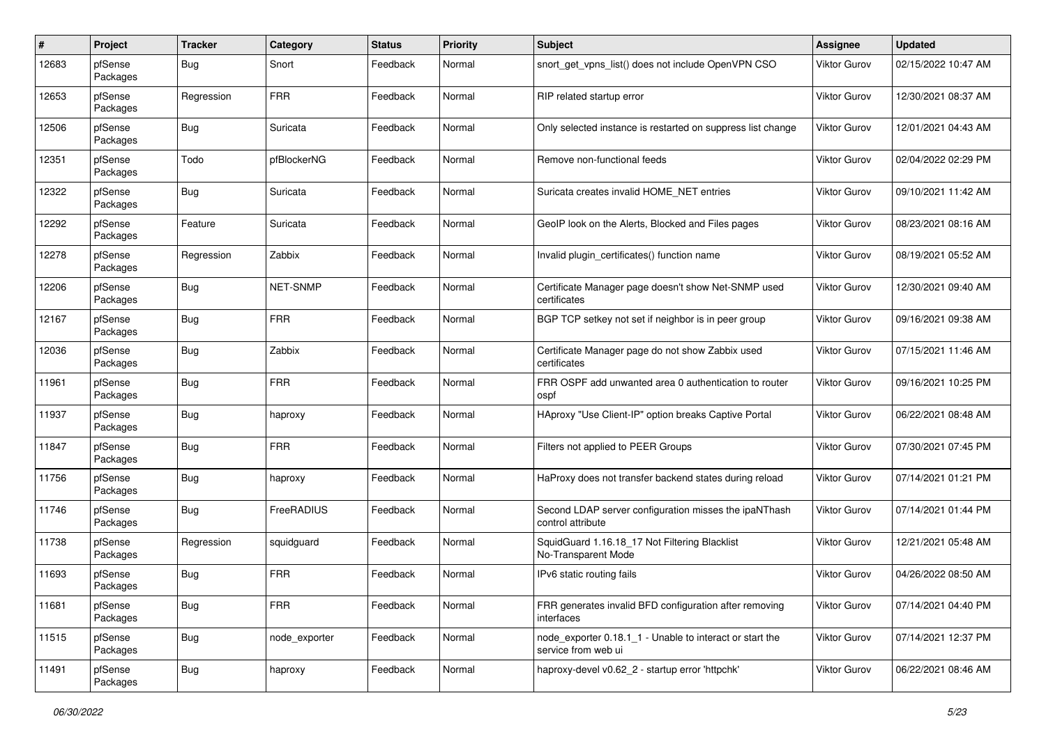| # | Project | Tracker | Category | Status | Priority | Subject | Assignee | Updated |
|---|---|---|---|---|---|---|---|---|
| 12683 | pfSense Packages | Bug | Snort | Feedback | Normal | snort_get_vpns_list() does not include OpenVPN CSO | Viktor Gurov | 02/15/2022 10:47 AM |
| 12653 | pfSense Packages | Regression | FRR | Feedback | Normal | RIP related startup error | Viktor Gurov | 12/30/2021 08:37 AM |
| 12506 | pfSense Packages | Bug | Suricata | Feedback | Normal | Only selected instance is restarted on suppress list change | Viktor Gurov | 12/01/2021 04:43 AM |
| 12351 | pfSense Packages | Todo | pfBlockerNG | Feedback | Normal | Remove non-functional feeds | Viktor Gurov | 02/04/2022 02:29 PM |
| 12322 | pfSense Packages | Bug | Suricata | Feedback | Normal | Suricata creates invalid HOME_NET entries | Viktor Gurov | 09/10/2021 11:42 AM |
| 12292 | pfSense Packages | Feature | Suricata | Feedback | Normal | GeoIP look on the Alerts, Blocked and Files pages | Viktor Gurov | 08/23/2021 08:16 AM |
| 12278 | pfSense Packages | Regression | Zabbix | Feedback | Normal | Invalid plugin_certificates() function name | Viktor Gurov | 08/19/2021 05:52 AM |
| 12206 | pfSense Packages | Bug | NET-SNMP | Feedback | Normal | Certificate Manager page doesn't show Net-SNMP used certificates | Viktor Gurov | 12/30/2021 09:40 AM |
| 12167 | pfSense Packages | Bug | FRR | Feedback | Normal | BGP TCP setkey not set if neighbor is in peer group | Viktor Gurov | 09/16/2021 09:38 AM |
| 12036 | pfSense Packages | Bug | Zabbix | Feedback | Normal | Certificate Manager page do not show Zabbix used certificates | Viktor Gurov | 07/15/2021 11:46 AM |
| 11961 | pfSense Packages | Bug | FRR | Feedback | Normal | FRR OSPF add unwanted area 0 authentication to router ospf | Viktor Gurov | 09/16/2021 10:25 PM |
| 11937 | pfSense Packages | Bug | haproxy | Feedback | Normal | HAproxy "Use Client-IP" option breaks Captive Portal | Viktor Gurov | 06/22/2021 08:48 AM |
| 11847 | pfSense Packages | Bug | FRR | Feedback | Normal | Filters not applied to PEER Groups | Viktor Gurov | 07/30/2021 07:45 PM |
| 11756 | pfSense Packages | Bug | haproxy | Feedback | Normal | HaProxy does not transfer backend states during reload | Viktor Gurov | 07/14/2021 01:21 PM |
| 11746 | pfSense Packages | Bug | FreeRADIUS | Feedback | Normal | Second LDAP server configuration misses the ipaNThash control attribute | Viktor Gurov | 07/14/2021 01:44 PM |
| 11738 | pfSense Packages | Regression | squidguard | Feedback | Normal | SquidGuard 1.16.18_17 Not Filtering Blacklist No-Transparent Mode | Viktor Gurov | 12/21/2021 05:48 AM |
| 11693 | pfSense Packages | Bug | FRR | Feedback | Normal | IPv6 static routing fails | Viktor Gurov | 04/26/2022 08:50 AM |
| 11681 | pfSense Packages | Bug | FRR | Feedback | Normal | FRR generates invalid BFD configuration after removing interfaces | Viktor Gurov | 07/14/2021 04:40 PM |
| 11515 | pfSense Packages | Bug | node_exporter | Feedback | Normal | node_exporter 0.18.1_1 - Unable to interact or start the service from web ui | Viktor Gurov | 07/14/2021 12:37 PM |
| 11491 | pfSense Packages | Bug | haproxy | Feedback | Normal | haproxy-devel v0.62_2 - startup error 'httpchk' | Viktor Gurov | 06/22/2021 08:46 AM |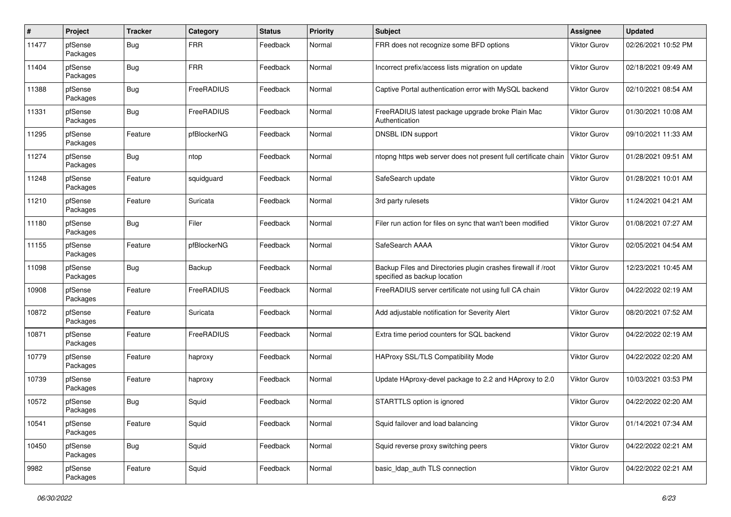| # | Project | Tracker | Category | Status | Priority | Subject | Assignee | Updated |
| --- | --- | --- | --- | --- | --- | --- | --- | --- |
| 11477 | pfSense Packages | Bug | FRR | Feedback | Normal | FRR does not recognize some BFD options | Viktor Gurov | 02/26/2021 10:52 PM |
| 11404 | pfSense Packages | Bug | FRR | Feedback | Normal | Incorrect prefix/access lists migration on update | Viktor Gurov | 02/18/2021 09:49 AM |
| 11388 | pfSense Packages | Bug | FreeRADIUS | Feedback | Normal | Captive Portal authentication error with MySQL backend | Viktor Gurov | 02/10/2021 08:54 AM |
| 11331 | pfSense Packages | Bug | FreeRADIUS | Feedback | Normal | FreeRADIUS latest package upgrade broke Plain Mac Authentication | Viktor Gurov | 01/30/2021 10:08 AM |
| 11295 | pfSense Packages | Feature | pfBlockerNG | Feedback | Normal | DNSBL IDN support | Viktor Gurov | 09/10/2021 11:33 AM |
| 11274 | pfSense Packages | Bug | ntop | Feedback | Normal | ntopng https web server does not present full certificate chain | Viktor Gurov | 01/28/2021 09:51 AM |
| 11248 | pfSense Packages | Feature | squidguard | Feedback | Normal | SafeSearch update | Viktor Gurov | 01/28/2021 10:01 AM |
| 11210 | pfSense Packages | Feature | Suricata | Feedback | Normal | 3rd party rulesets | Viktor Gurov | 11/24/2021 04:21 AM |
| 11180 | pfSense Packages | Bug | Filer | Feedback | Normal | Filer run action for files on sync that wan't been modified | Viktor Gurov | 01/08/2021 07:27 AM |
| 11155 | pfSense Packages | Feature | pfBlockerNG | Feedback | Normal | SafeSearch AAAA | Viktor Gurov | 02/05/2021 04:54 AM |
| 11098 | pfSense Packages | Bug | Backup | Feedback | Normal | Backup Files and Directories plugin crashes firewall if /root specified as backup location | Viktor Gurov | 12/23/2021 10:45 AM |
| 10908 | pfSense Packages | Feature | FreeRADIUS | Feedback | Normal | FreeRADIUS server certificate not using full CA chain | Viktor Gurov | 04/22/2022 02:19 AM |
| 10872 | pfSense Packages | Feature | Suricata | Feedback | Normal | Add adjustable notification for Severity Alert | Viktor Gurov | 08/20/2021 07:52 AM |
| 10871 | pfSense Packages | Feature | FreeRADIUS | Feedback | Normal | Extra time period counters for SQL backend | Viktor Gurov | 04/22/2022 02:19 AM |
| 10779 | pfSense Packages | Feature | haproxy | Feedback | Normal | HAProxy SSL/TLS Compatibility Mode | Viktor Gurov | 04/22/2022 02:20 AM |
| 10739 | pfSense Packages | Feature | haproxy | Feedback | Normal | Update HAproxy-devel package to 2.2 and HAproxy to 2.0 | Viktor Gurov | 10/03/2021 03:53 PM |
| 10572 | pfSense Packages | Bug | Squid | Feedback | Normal | STARTTLS option is ignored | Viktor Gurov | 04/22/2022 02:20 AM |
| 10541 | pfSense Packages | Feature | Squid | Feedback | Normal | Squid failover and load balancing | Viktor Gurov | 01/14/2021 07:34 AM |
| 10450 | pfSense Packages | Bug | Squid | Feedback | Normal | Squid reverse proxy switching peers | Viktor Gurov | 04/22/2022 02:21 AM |
| 9982 | pfSense Packages | Feature | Squid | Feedback | Normal | basic_ldap_auth TLS connection | Viktor Gurov | 04/22/2022 02:21 AM |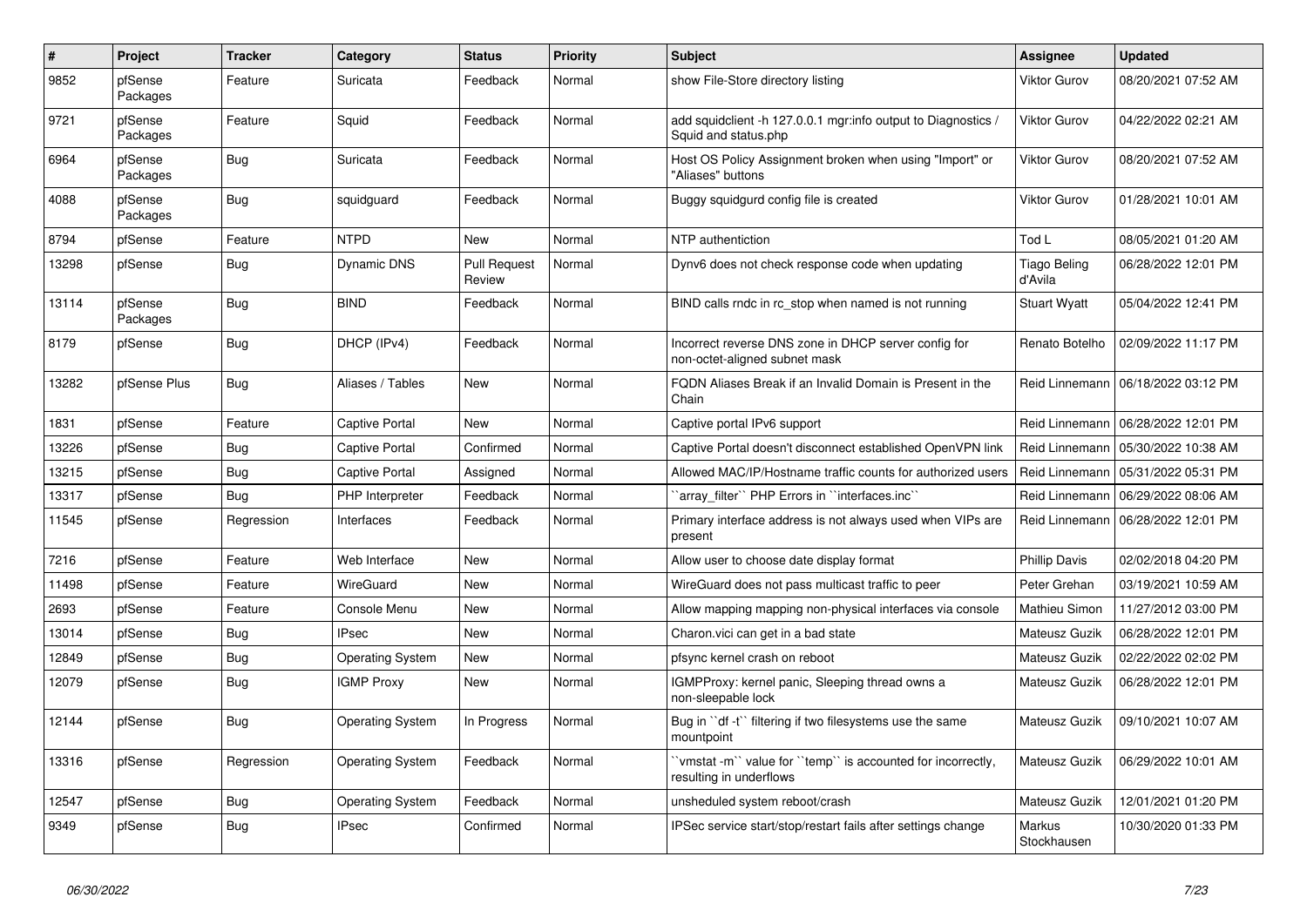| # | Project | Tracker | Category | Status | Priority | Subject | Assignee | Updated |
|---|---|---|---|---|---|---|---|---|
| 9852 | pfSense Packages | Feature | Suricata | Feedback | Normal | show File-Store directory listing | Viktor Gurov | 08/20/2021 07:52 AM |
| 9721 | pfSense Packages | Feature | Squid | Feedback | Normal | add squidclient -h 127.0.0.1 mgr:info output to Diagnostics / Squid and status.php | Viktor Gurov | 04/22/2022 02:21 AM |
| 6964 | pfSense Packages | Bug | Suricata | Feedback | Normal | Host OS Policy Assignment broken when using "Import" or "Aliases" buttons | Viktor Gurov | 08/20/2021 07:52 AM |
| 4088 | pfSense Packages | Bug | squidguard | Feedback | Normal | Buggy squidgurd config file is created | Viktor Gurov | 01/28/2021 10:01 AM |
| 8794 | pfSense | Feature | NTPD | New | Normal | NTP authentiction | Tod L | 08/05/2021 01:20 AM |
| 13298 | pfSense | Bug | Dynamic DNS | Pull Request Review | Normal | Dynv6 does not check response code when updating | Tiago Beling d'Avila | 06/28/2022 12:01 PM |
| 13114 | pfSense Packages | Bug | BIND | Feedback | Normal | BIND calls rndc in rc_stop when named is not running | Stuart Wyatt | 05/04/2022 12:41 PM |
| 8179 | pfSense | Bug | DHCP (IPv4) | Feedback | Normal | Incorrect reverse DNS zone in DHCP server config for non-octet-aligned subnet mask | Renato Botelho | 02/09/2022 11:17 PM |
| 13282 | pfSense Plus | Bug | Aliases / Tables | New | Normal | FQDN Aliases Break if an Invalid Domain is Present in the Chain | Reid Linnemann | 06/18/2022 03:12 PM |
| 1831 | pfSense | Feature | Captive Portal | New | Normal | Captive portal IPv6 support | Reid Linnemann | 06/28/2022 12:01 PM |
| 13226 | pfSense | Bug | Captive Portal | Confirmed | Normal | Captive Portal doesn't disconnect established OpenVPN link | Reid Linnemann | 05/30/2022 10:38 AM |
| 13215 | pfSense | Bug | Captive Portal | Assigned | Normal | Allowed MAC/IP/Hostname traffic counts for authorized users | Reid Linnemann | 05/31/2022 05:31 PM |
| 13317 | pfSense | Bug | PHP Interpreter | Feedback | Normal | ``array_filter`` PHP Errors in ``interfaces.inc`` | Reid Linnemann | 06/29/2022 08:06 AM |
| 11545 | pfSense | Regression | Interfaces | Feedback | Normal | Primary interface address is not always used when VIPs are present | Reid Linnemann | 06/28/2022 12:01 PM |
| 7216 | pfSense | Feature | Web Interface | New | Normal | Allow user to choose date display format | Phillip Davis | 02/02/2018 04:20 PM |
| 11498 | pfSense | Feature | WireGuard | New | Normal | WireGuard does not pass multicast traffic to peer | Peter Grehan | 03/19/2021 10:59 AM |
| 2693 | pfSense | Feature | Console Menu | New | Normal | Allow mapping mapping non-physical interfaces via console | Mathieu Simon | 11/27/2012 03:00 PM |
| 13014 | pfSense | Bug | IPsec | New | Normal | Charon.vici can get in a bad state | Mateusz Guzik | 06/28/2022 12:01 PM |
| 12849 | pfSense | Bug | Operating System | New | Normal | pfsync kernel crash on reboot | Mateusz Guzik | 02/22/2022 02:02 PM |
| 12079 | pfSense | Bug | IGMP Proxy | New | Normal | IGMPProxy: kernel panic, Sleeping thread owns a non-sleepable lock | Mateusz Guzik | 06/28/2022 12:01 PM |
| 12144 | pfSense | Bug | Operating System | In Progress | Normal | Bug in ``df -t`` filtering if two filesystems use the same mountpoint | Mateusz Guzik | 09/10/2021 10:07 AM |
| 13316 | pfSense | Regression | Operating System | Feedback | Normal | ``vmstat -m`` value for ``temp`` is accounted for incorrectly, resulting in underflows | Mateusz Guzik | 06/29/2022 10:01 AM |
| 12547 | pfSense | Bug | Operating System | Feedback | Normal | unsheduled system reboot/crash | Mateusz Guzik | 12/01/2021 01:20 PM |
| 9349 | pfSense | Bug | IPsec | Confirmed | Normal | IPSec service start/stop/restart fails after settings change | Markus Stockhausen | 10/30/2020 01:33 PM |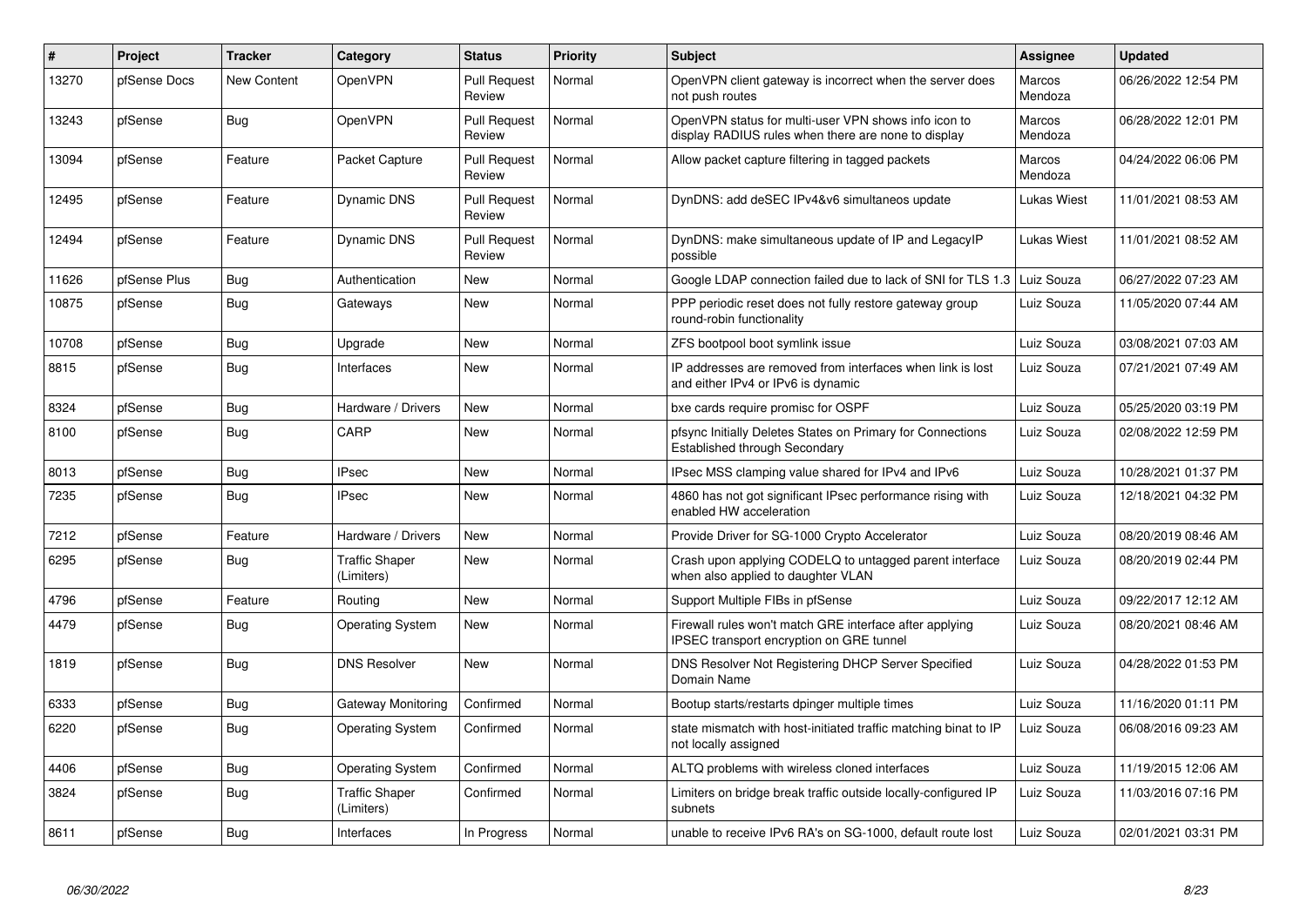| # | Project | Tracker | Category | Status | Priority | Subject | Assignee | Updated |
|---|---|---|---|---|---|---|---|---|
| 13270 | pfSense Docs | New Content | OpenVPN | Pull Request Review | Normal | OpenVPN client gateway is incorrect when the server does not push routes | Marcos Mendoza | 06/26/2022 12:54 PM |
| 13243 | pfSense | Bug | OpenVPN | Pull Request Review | Normal | OpenVPN status for multi-user VPN shows info icon to display RADIUS rules when there are none to display | Marcos Mendoza | 06/28/2022 12:01 PM |
| 13094 | pfSense | Feature | Packet Capture | Pull Request Review | Normal | Allow packet capture filtering in tagged packets | Marcos Mendoza | 04/24/2022 06:06 PM |
| 12495 | pfSense | Feature | Dynamic DNS | Pull Request Review | Normal | DynDNS: add deSEC IPv4&v6 simultaneos update | Lukas Wiest | 11/01/2021 08:53 AM |
| 12494 | pfSense | Feature | Dynamic DNS | Pull Request Review | Normal | DynDNS: make simultaneous update of IP and LegacyIP possible | Lukas Wiest | 11/01/2021 08:52 AM |
| 11626 | pfSense Plus | Bug | Authentication | New | Normal | Google LDAP connection failed due to lack of SNI for TLS 1.3 | Luiz Souza | 06/27/2022 07:23 AM |
| 10875 | pfSense | Bug | Gateways | New | Normal | PPP periodic reset does not fully restore gateway group round-robin functionality | Luiz Souza | 11/05/2020 07:44 AM |
| 10708 | pfSense | Bug | Upgrade | New | Normal | ZFS bootpool boot symlink issue | Luiz Souza | 03/08/2021 07:03 AM |
| 8815 | pfSense | Bug | Interfaces | New | Normal | IP addresses are removed from interfaces when link is lost and either IPv4 or IPv6 is dynamic | Luiz Souza | 07/21/2021 07:49 AM |
| 8324 | pfSense | Bug | Hardware / Drivers | New | Normal | bxe cards require promisc for OSPF | Luiz Souza | 05/25/2020 03:19 PM |
| 8100 | pfSense | Bug | CARP | New | Normal | pfsync Initially Deletes States on Primary for Connections Established through Secondary | Luiz Souza | 02/08/2022 12:59 PM |
| 8013 | pfSense | Bug | IPsec | New | Normal | IPsec MSS clamping value shared for IPv4 and IPv6 | Luiz Souza | 10/28/2021 01:37 PM |
| 7235 | pfSense | Bug | IPsec | New | Normal | 4860 has not got significant IPsec performance rising with enabled HW acceleration | Luiz Souza | 12/18/2021 04:32 PM |
| 7212 | pfSense | Feature | Hardware / Drivers | New | Normal | Provide Driver for SG-1000 Crypto Accelerator | Luiz Souza | 08/20/2019 08:46 AM |
| 6295 | pfSense | Bug | Traffic Shaper (Limiters) | New | Normal | Crash upon applying CODELQ to untagged parent interface when also applied to daughter VLAN | Luiz Souza | 08/20/2019 02:44 PM |
| 4796 | pfSense | Feature | Routing | New | Normal | Support Multiple FIBs in pfSense | Luiz Souza | 09/22/2017 12:12 AM |
| 4479 | pfSense | Bug | Operating System | New | Normal | Firewall rules won't match GRE interface after applying IPSEC transport encryption on GRE tunnel | Luiz Souza | 08/20/2021 08:46 AM |
| 1819 | pfSense | Bug | DNS Resolver | New | Normal | DNS Resolver Not Registering DHCP Server Specified Domain Name | Luiz Souza | 04/28/2022 01:53 PM |
| 6333 | pfSense | Bug | Gateway Monitoring | Confirmed | Normal | Bootup starts/restarts dpinger multiple times | Luiz Souza | 11/16/2020 01:11 PM |
| 6220 | pfSense | Bug | Operating System | Confirmed | Normal | state mismatch with host-initiated traffic matching binat to IP not locally assigned | Luiz Souza | 06/08/2016 09:23 AM |
| 4406 | pfSense | Bug | Operating System | Confirmed | Normal | ALTQ problems with wireless cloned interfaces | Luiz Souza | 11/19/2015 12:06 AM |
| 3824 | pfSense | Bug | Traffic Shaper (Limiters) | Confirmed | Normal | Limiters on bridge break traffic outside locally-configured IP subnets | Luiz Souza | 11/03/2016 07:16 PM |
| 8611 | pfSense | Bug | Interfaces | In Progress | Normal | unable to receive IPv6 RA's on SG-1000, default route lost | Luiz Souza | 02/01/2021 03:31 PM |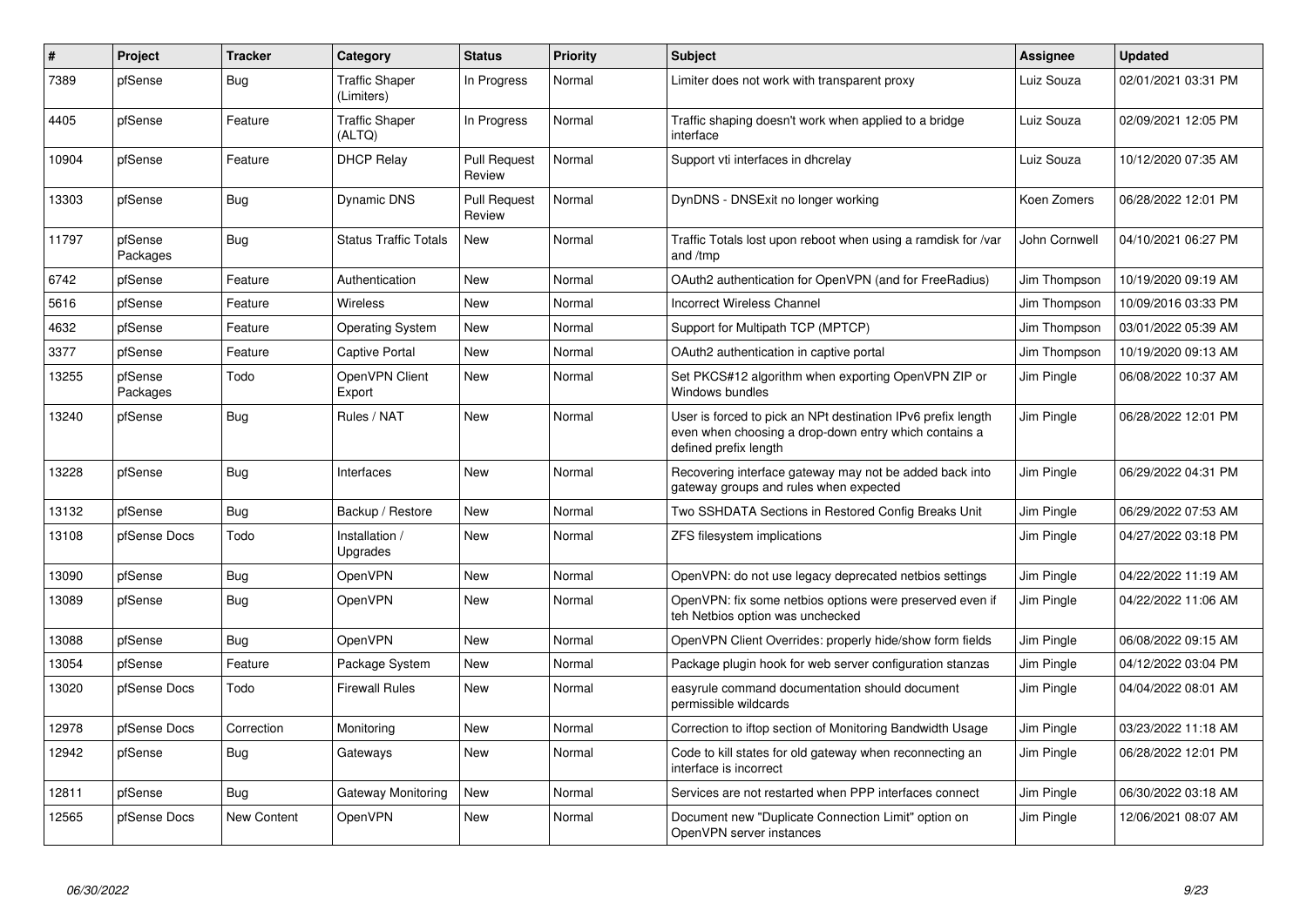| # | Project | Tracker | Category | Status | Priority | Subject | Assignee | Updated |
|---|---|---|---|---|---|---|---|---|
| 7389 | pfSense | Bug | Traffic Shaper (Limiters) | In Progress | Normal | Limiter does not work with transparent proxy | Luiz Souza | 02/01/2021 03:31 PM |
| 4405 | pfSense | Feature | Traffic Shaper (ALTQ) | In Progress | Normal | Traffic shaping doesn't work when applied to a bridge interface | Luiz Souza | 02/09/2021 12:05 PM |
| 10904 | pfSense | Feature | DHCP Relay | Pull Request Review | Normal | Support vti interfaces in dhcrelay | Luiz Souza | 10/12/2020 07:35 AM |
| 13303 | pfSense | Bug | Dynamic DNS | Pull Request Review | Normal | DynDNS - DNSExit no longer working | Koen Zomers | 06/28/2022 12:01 PM |
| 11797 | pfSense Packages | Bug | Status Traffic Totals | New | Normal | Traffic Totals lost upon reboot when using a ramdisk for /var and /tmp | John Cornwell | 04/10/2021 06:27 PM |
| 6742 | pfSense | Feature | Authentication | New | Normal | OAuth2 authentication for OpenVPN (and for FreeRadius) | Jim Thompson | 10/19/2020 09:19 AM |
| 5616 | pfSense | Feature | Wireless | New | Normal | Incorrect Wireless Channel | Jim Thompson | 10/09/2016 03:33 PM |
| 4632 | pfSense | Feature | Operating System | New | Normal | Support for Multipath TCP (MPTCP) | Jim Thompson | 03/01/2022 05:39 AM |
| 3377 | pfSense | Feature | Captive Portal | New | Normal | OAuth2 authentication in captive portal | Jim Thompson | 10/19/2020 09:13 AM |
| 13255 | pfSense Packages | Todo | OpenVPN Client Export | New | Normal | Set PKCS#12 algorithm when exporting OpenVPN ZIP or Windows bundles | Jim Pingle | 06/08/2022 10:37 AM |
| 13240 | pfSense | Bug | Rules / NAT | New | Normal | User is forced to pick an NPt destination IPv6 prefix length even when choosing a drop-down entry which contains a defined prefix length | Jim Pingle | 06/28/2022 12:01 PM |
| 13228 | pfSense | Bug | Interfaces | New | Normal | Recovering interface gateway may not be added back into gateway groups and rules when expected | Jim Pingle | 06/29/2022 04:31 PM |
| 13132 | pfSense | Bug | Backup / Restore | New | Normal | Two SSHDATA Sections in Restored Config Breaks Unit | Jim Pingle | 06/29/2022 07:53 AM |
| 13108 | pfSense Docs | Todo | Installation / Upgrades | New | Normal | ZFS filesystem implications | Jim Pingle | 04/27/2022 03:18 PM |
| 13090 | pfSense | Bug | OpenVPN | New | Normal | OpenVPN: do not use legacy deprecated netbios settings | Jim Pingle | 04/22/2022 11:19 AM |
| 13089 | pfSense | Bug | OpenVPN | New | Normal | OpenVPN: fix some netbios options were preserved even if teh Netbios option was unchecked | Jim Pingle | 04/22/2022 11:06 AM |
| 13088 | pfSense | Bug | OpenVPN | New | Normal | OpenVPN Client Overrides: properly hide/show form fields | Jim Pingle | 06/08/2022 09:15 AM |
| 13054 | pfSense | Feature | Package System | New | Normal | Package plugin hook for web server configuration stanzas | Jim Pingle | 04/12/2022 03:04 PM |
| 13020 | pfSense Docs | Todo | Firewall Rules | New | Normal | easyrule command documentation should document permissible wildcards | Jim Pingle | 04/04/2022 08:01 AM |
| 12978 | pfSense Docs | Correction | Monitoring | New | Normal | Correction to iftop section of Monitoring Bandwidth Usage | Jim Pingle | 03/23/2022 11:18 AM |
| 12942 | pfSense | Bug | Gateways | New | Normal | Code to kill states for old gateway when reconnecting an interface is incorrect | Jim Pingle | 06/28/2022 12:01 PM |
| 12811 | pfSense | Bug | Gateway Monitoring | New | Normal | Services are not restarted when PPP interfaces connect | Jim Pingle | 06/30/2022 03:18 AM |
| 12565 | pfSense Docs | New Content | OpenVPN | New | Normal | Document new "Duplicate Connection Limit" option on OpenVPN server instances | Jim Pingle | 12/06/2021 08:07 AM |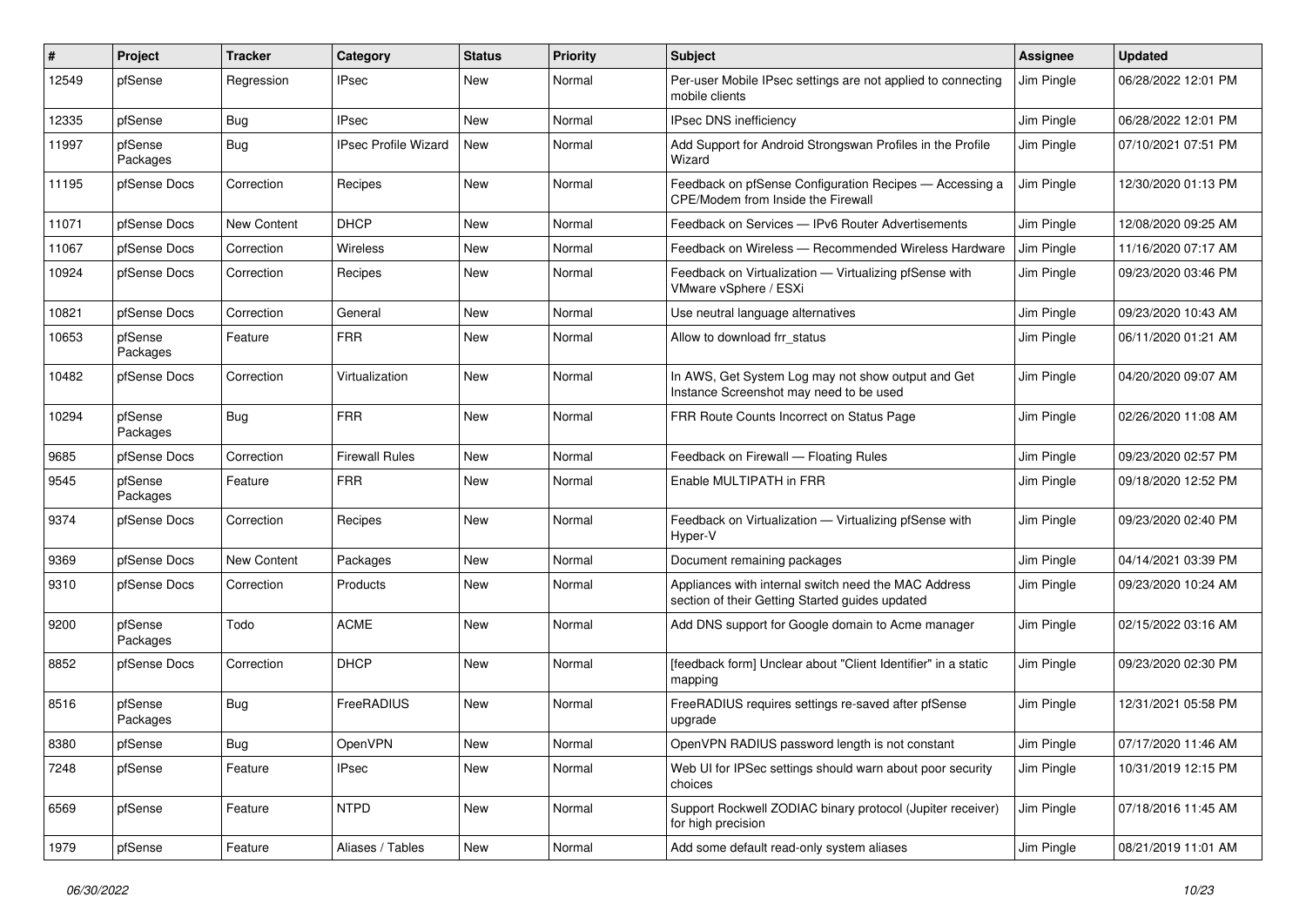| # | Project | Tracker | Category | Status | Priority | Subject | Assignee | Updated |
|---|---|---|---|---|---|---|---|---|
| 12549 | pfSense | Regression | IPsec | New | Normal | Per-user Mobile IPsec settings are not applied to connecting mobile clients | Jim Pingle | 06/28/2022 12:01 PM |
| 12335 | pfSense | Bug | IPsec | New | Normal | IPsec DNS inefficiency | Jim Pingle | 06/28/2022 12:01 PM |
| 11997 | pfSense Packages | Bug | IPsec Profile Wizard | New | Normal | Add Support for Android Strongswan Profiles in the Profile Wizard | Jim Pingle | 07/10/2021 07:51 PM |
| 11195 | pfSense Docs | Correction | Recipes | New | Normal | Feedback on pfSense Configuration Recipes — Accessing a CPE/Modem from Inside the Firewall | Jim Pingle | 12/30/2020 01:13 PM |
| 11071 | pfSense Docs | New Content | DHCP | New | Normal | Feedback on Services — IPv6 Router Advertisements | Jim Pingle | 12/08/2020 09:25 AM |
| 11067 | pfSense Docs | Correction | Wireless | New | Normal | Feedback on Wireless — Recommended Wireless Hardware | Jim Pingle | 11/16/2020 07:17 AM |
| 10924 | pfSense Docs | Correction | Recipes | New | Normal | Feedback on Virtualization — Virtualizing pfSense with VMware vSphere / ESXi | Jim Pingle | 09/23/2020 03:46 PM |
| 10821 | pfSense Docs | Correction | General | New | Normal | Use neutral language alternatives | Jim Pingle | 09/23/2020 10:43 AM |
| 10653 | pfSense Packages | Feature | FRR | New | Normal | Allow to download frr_status | Jim Pingle | 06/11/2020 01:21 AM |
| 10482 | pfSense Docs | Correction | Virtualization | New | Normal | In AWS, Get System Log may not show output and Get Instance Screenshot may need to be used | Jim Pingle | 04/20/2020 09:07 AM |
| 10294 | pfSense Packages | Bug | FRR | New | Normal | FRR Route Counts Incorrect on Status Page | Jim Pingle | 02/26/2020 11:08 AM |
| 9685 | pfSense Docs | Correction | Firewall Rules | New | Normal | Feedback on Firewall — Floating Rules | Jim Pingle | 09/23/2020 02:57 PM |
| 9545 | pfSense Packages | Feature | FRR | New | Normal | Enable MULTIPATH in FRR | Jim Pingle | 09/18/2020 12:52 PM |
| 9374 | pfSense Docs | Correction | Recipes | New | Normal | Feedback on Virtualization — Virtualizing pfSense with Hyper-V | Jim Pingle | 09/23/2020 02:40 PM |
| 9369 | pfSense Docs | New Content | Packages | New | Normal | Document remaining packages | Jim Pingle | 04/14/2021 03:39 PM |
| 9310 | pfSense Docs | Correction | Products | New | Normal | Appliances with internal switch need the MAC Address section of their Getting Started guides updated | Jim Pingle | 09/23/2020 10:24 AM |
| 9200 | pfSense Packages | Todo | ACME | New | Normal | Add DNS support for Google domain to Acme manager | Jim Pingle | 02/15/2022 03:16 AM |
| 8852 | pfSense Docs | Correction | DHCP | New | Normal | [feedback form] Unclear about "Client Identifier" in a static mapping | Jim Pingle | 09/23/2020 02:30 PM |
| 8516 | pfSense Packages | Bug | FreeRADIUS | New | Normal | FreeRADIUS requires settings re-saved after pfSense upgrade | Jim Pingle | 12/31/2021 05:58 PM |
| 8380 | pfSense | Bug | OpenVPN | New | Normal | OpenVPN RADIUS password length is not constant | Jim Pingle | 07/17/2020 11:46 AM |
| 7248 | pfSense | Feature | IPsec | New | Normal | Web UI for IPSec settings should warn about poor security choices | Jim Pingle | 10/31/2019 12:15 PM |
| 6569 | pfSense | Feature | NTPD | New | Normal | Support Rockwell ZODIAC binary protocol (Jupiter receiver) for high precision | Jim Pingle | 07/18/2016 11:45 AM |
| 1979 | pfSense | Feature | Aliases / Tables | New | Normal | Add some default read-only system aliases | Jim Pingle | 08/21/2019 11:01 AM |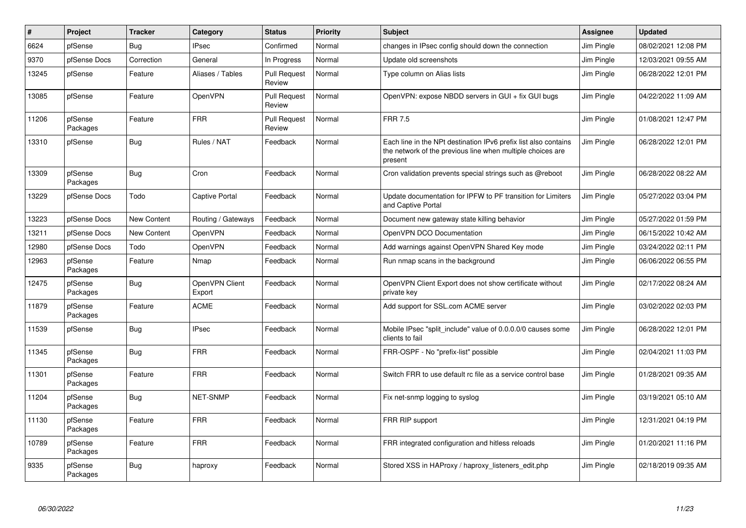| # | Project | Tracker | Category | Status | Priority | Subject | Assignee | Updated |
|---|---|---|---|---|---|---|---|---|
| 6624 | pfSense | Bug | IPsec | Confirmed | Normal | changes in IPsec config should down the connection | Jim Pingle | 08/02/2021 12:08 PM |
| 9370 | pfSense Docs | Correction | General | In Progress | Normal | Update old screenshots | Jim Pingle | 12/03/2021 09:55 AM |
| 13245 | pfSense | Feature | Aliases / Tables | Pull Request Review | Normal | Type column on Alias lists | Jim Pingle | 06/28/2022 12:01 PM |
| 13085 | pfSense | Feature | OpenVPN | Pull Request Review | Normal | OpenVPN: expose NBDD servers in GUI + fix GUI bugs | Jim Pingle | 04/22/2022 11:09 AM |
| 11206 | pfSense Packages | Feature | FRR | Pull Request Review | Normal | FRR 7.5 | Jim Pingle | 01/08/2021 12:47 PM |
| 13310 | pfSense | Bug | Rules / NAT | Feedback | Normal | Each line in the NPt destination IPv6 prefix list also contains the network of the previous line when multiple choices are present | Jim Pingle | 06/28/2022 12:01 PM |
| 13309 | pfSense Packages | Bug | Cron | Feedback | Normal | Cron validation prevents special strings such as @reboot | Jim Pingle | 06/28/2022 08:22 AM |
| 13229 | pfSense Docs | Todo | Captive Portal | Feedback | Normal | Update documentation for IPFW to PF transition for Limiters and Captive Portal | Jim Pingle | 05/27/2022 03:04 PM |
| 13223 | pfSense Docs | New Content | Routing / Gateways | Feedback | Normal | Document new gateway state killing behavior | Jim Pingle | 05/27/2022 01:59 PM |
| 13211 | pfSense Docs | New Content | OpenVPN | Feedback | Normal | OpenVPN DCO Documentation | Jim Pingle | 06/15/2022 10:42 AM |
| 12980 | pfSense Docs | Todo | OpenVPN | Feedback | Normal | Add warnings against OpenVPN Shared Key mode | Jim Pingle | 03/24/2022 02:11 PM |
| 12963 | pfSense Packages | Feature | Nmap | Feedback | Normal | Run nmap scans in the background | Jim Pingle | 06/06/2022 06:55 PM |
| 12475 | pfSense Packages | Bug | OpenVPN Client Export | Feedback | Normal | OpenVPN Client Export does not show certificate without private key | Jim Pingle | 02/17/2022 08:24 AM |
| 11879 | pfSense Packages | Feature | ACME | Feedback | Normal | Add support for SSL.com ACME server | Jim Pingle | 03/02/2022 02:03 PM |
| 11539 | pfSense | Bug | IPsec | Feedback | Normal | Mobile IPsec "split_include" value of 0.0.0.0/0 causes some clients to fail | Jim Pingle | 06/28/2022 12:01 PM |
| 11345 | pfSense Packages | Bug | FRR | Feedback | Normal | FRR-OSPF - No "prefix-list" possible | Jim Pingle | 02/04/2021 11:03 PM |
| 11301 | pfSense Packages | Feature | FRR | Feedback | Normal | Switch FRR to use default rc file as a service control base | Jim Pingle | 01/28/2021 09:35 AM |
| 11204 | pfSense Packages | Bug | NET-SNMP | Feedback | Normal | Fix net-snmp logging to syslog | Jim Pingle | 03/19/2021 05:10 AM |
| 11130 | pfSense Packages | Feature | FRR | Feedback | Normal | FRR RIP support | Jim Pingle | 12/31/2021 04:19 PM |
| 10789 | pfSense Packages | Feature | FRR | Feedback | Normal | FRR integrated configuration and hitless reloads | Jim Pingle | 01/20/2021 11:16 PM |
| 9335 | pfSense Packages | Bug | haproxy | Feedback | Normal | Stored XSS in HAProxy / haproxy_listeners_edit.php | Jim Pingle | 02/18/2019 09:35 AM |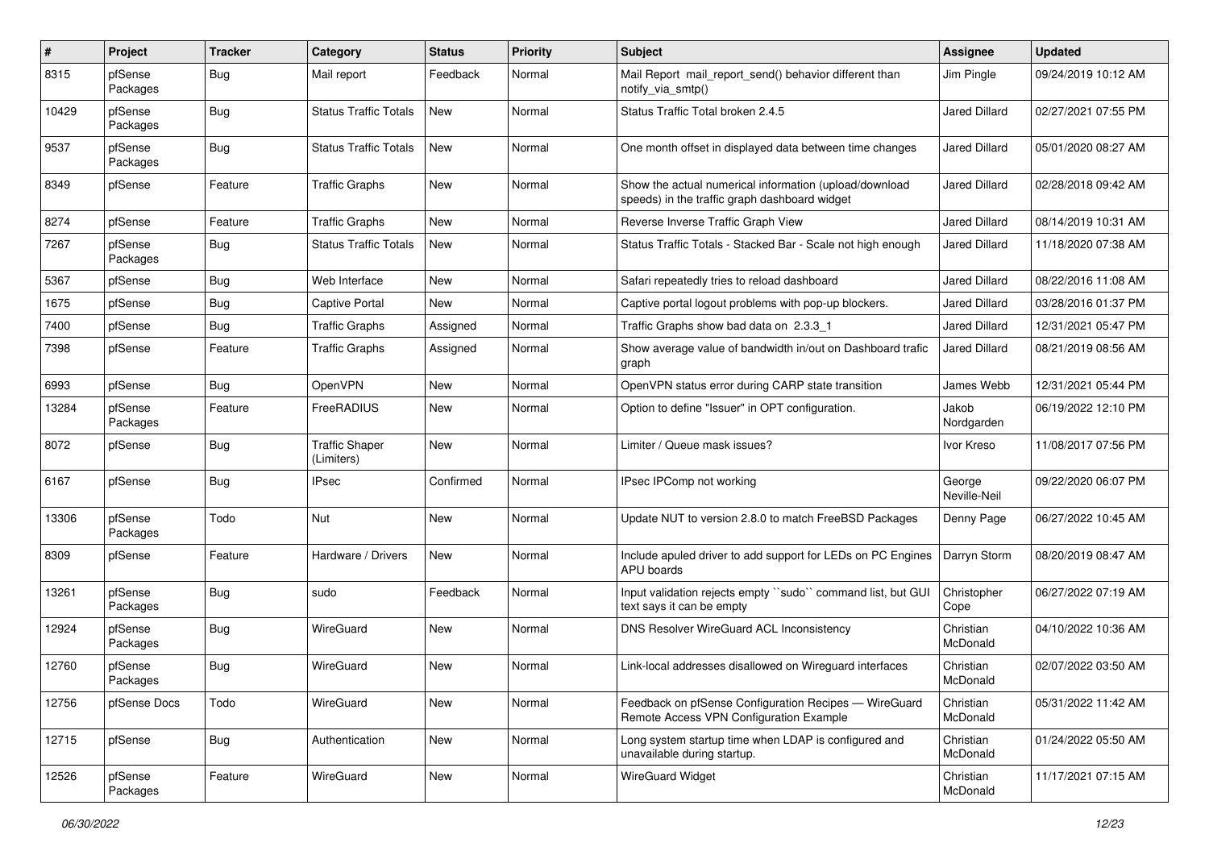| # | Project | Tracker | Category | Status | Priority | Subject | Assignee | Updated |
|---|---|---|---|---|---|---|---|---|
| 8315 | pfSense Packages | Bug | Mail report | Feedback | Normal | Mail Report mail_report_send() behavior different than notify_via_smtp() | Jim Pingle | 09/24/2019 10:12 AM |
| 10429 | pfSense Packages | Bug | Status Traffic Totals | New | Normal | Status Traffic Total broken 2.4.5 | Jared Dillard | 02/27/2021 07:55 PM |
| 9537 | pfSense Packages | Bug | Status Traffic Totals | New | Normal | One month offset in displayed data between time changes | Jared Dillard | 05/01/2020 08:27 AM |
| 8349 | pfSense | Feature | Traffic Graphs | New | Normal | Show the actual numerical information (upload/download speeds) in the traffic graph dashboard widget | Jared Dillard | 02/28/2018 09:42 AM |
| 8274 | pfSense | Feature | Traffic Graphs | New | Normal | Reverse Inverse Traffic Graph View | Jared Dillard | 08/14/2019 10:31 AM |
| 7267 | pfSense Packages | Bug | Status Traffic Totals | New | Normal | Status Traffic Totals - Stacked Bar - Scale not high enough | Jared Dillard | 11/18/2020 07:38 AM |
| 5367 | pfSense | Bug | Web Interface | New | Normal | Safari repeatedly tries to reload dashboard | Jared Dillard | 08/22/2016 11:08 AM |
| 1675 | pfSense | Bug | Captive Portal | New | Normal | Captive portal logout problems with pop-up blockers. | Jared Dillard | 03/28/2016 01:37 PM |
| 7400 | pfSense | Bug | Traffic Graphs | Assigned | Normal | Traffic Graphs show bad data on 2.3.3_1 | Jared Dillard | 12/31/2021 05:47 PM |
| 7398 | pfSense | Feature | Traffic Graphs | Assigned | Normal | Show average value of bandwidth in/out on Dashboard trafic graph | Jared Dillard | 08/21/2019 08:56 AM |
| 6993 | pfSense | Bug | OpenVPN | New | Normal | OpenVPN status error during CARP state transition | James Webb | 12/31/2021 05:44 PM |
| 13284 | pfSense Packages | Feature | FreeRADIUS | New | Normal | Option to define "Issuer" in OPT configuration. | Jakob Nordgarden | 06/19/2022 12:10 PM |
| 8072 | pfSense | Bug | Traffic Shaper (Limiters) | New | Normal | Limiter / Queue mask issues? | Ivor Kreso | 11/08/2017 07:56 PM |
| 6167 | pfSense | Bug | IPsec | Confirmed | Normal | IPsec IPComp not working | George Neville-Neil | 09/22/2020 06:07 PM |
| 13306 | pfSense Packages | Todo | Nut | New | Normal | Update NUT to version 2.8.0 to match FreeBSD Packages | Denny Page | 06/27/2022 10:45 AM |
| 8309 | pfSense | Feature | Hardware / Drivers | New | Normal | Include apuled driver to add support for LEDs on PC Engines APU boards | Darryn Storm | 08/20/2019 08:47 AM |
| 13261 | pfSense Packages | Bug | sudo | Feedback | Normal | Input validation rejects empty ``sudo`` command list, but GUI text says it can be empty | Christopher Cope | 06/27/2022 07:19 AM |
| 12924 | pfSense Packages | Bug | WireGuard | New | Normal | DNS Resolver WireGuard ACL Inconsistency | Christian McDonald | 04/10/2022 10:36 AM |
| 12760 | pfSense Packages | Bug | WireGuard | New | Normal | Link-local addresses disallowed on Wireguard interfaces | Christian McDonald | 02/07/2022 03:50 AM |
| 12756 | pfSense Docs | Todo | WireGuard | New | Normal | Feedback on pfSense Configuration Recipes — WireGuard Remote Access VPN Configuration Example | Christian McDonald | 05/31/2022 11:42 AM |
| 12715 | pfSense | Bug | Authentication | New | Normal | Long system startup time when LDAP is configured and unavailable during startup. | Christian McDonald | 01/24/2022 05:50 AM |
| 12526 | pfSense Packages | Feature | WireGuard | New | Normal | WireGuard Widget | Christian McDonald | 11/17/2021 07:15 AM |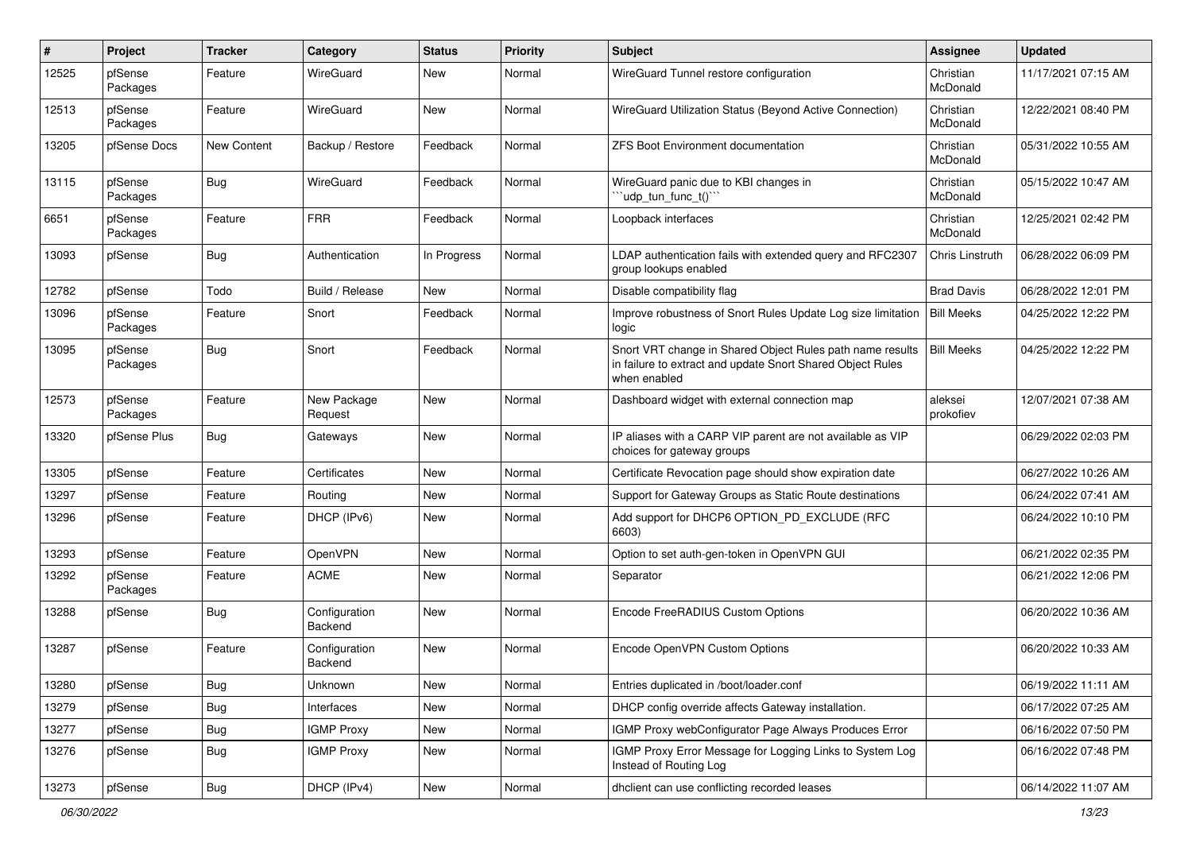| # | Project | Tracker | Category | Status | Priority | Subject | Assignee | Updated |
|---|---|---|---|---|---|---|---|---|
| 12525 | pfSense Packages | Feature | WireGuard | New | Normal | WireGuard Tunnel restore configuration | Christian McDonald | 11/17/2021 07:15 AM |
| 12513 | pfSense Packages | Feature | WireGuard | New | Normal | WireGuard Utilization Status (Beyond Active Connection) | Christian McDonald | 12/22/2021 08:40 PM |
| 13205 | pfSense Docs | New Content | Backup / Restore | Feedback | Normal | ZFS Boot Environment documentation | Christian McDonald | 05/31/2022 10:55 AM |
| 13115 | pfSense Packages | Bug | WireGuard | Feedback | Normal | WireGuard panic due to KBI changes in ```udp_tun_func_t()``` | Christian McDonald | 05/15/2022 10:47 AM |
| 6651 | pfSense Packages | Feature | FRR | Feedback | Normal | Loopback interfaces | Christian McDonald | 12/25/2021 02:42 PM |
| 13093 | pfSense | Bug | Authentication | In Progress | Normal | LDAP authentication fails with extended query and RFC2307 group lookups enabled | Chris Linstruth | 06/28/2022 06:09 PM |
| 12782 | pfSense | Todo | Build / Release | New | Normal | Disable compatibility flag | Brad Davis | 06/28/2022 12:01 PM |
| 13096 | pfSense Packages | Feature | Snort | Feedback | Normal | Improve robustness of Snort Rules Update Log size limitation logic | Bill Meeks | 04/25/2022 12:22 PM |
| 13095 | pfSense Packages | Bug | Snort | Feedback | Normal | Snort VRT change in Shared Object Rules path name results in failure to extract and update Snort Shared Object Rules when enabled | Bill Meeks | 04/25/2022 12:22 PM |
| 12573 | pfSense Packages | Feature | New Package Request | New | Normal | Dashboard widget with external connection map | aleksei prokofiev | 12/07/2021 07:38 AM |
| 13320 | pfSense Plus | Bug | Gateways | New | Normal | IP aliases with a CARP VIP parent are not available as VIP choices for gateway groups | | 06/29/2022 02:03 PM |
| 13305 | pfSense | Feature | Certificates | New | Normal | Certificate Revocation page should show expiration date | | 06/27/2022 10:26 AM |
| 13297 | pfSense | Feature | Routing | New | Normal | Support for Gateway Groups as Static Route destinations | | 06/24/2022 07:41 AM |
| 13296 | pfSense | Feature | DHCP (IPv6) | New | Normal | Add support for DHCP6 OPTION_PD_EXCLUDE (RFC 6603) | | 06/24/2022 10:10 PM |
| 13293 | pfSense | Feature | OpenVPN | New | Normal | Option to set auth-gen-token in OpenVPN GUI | | 06/21/2022 02:35 PM |
| 13292 | pfSense Packages | Feature | ACME | New | Normal | Separator | | 06/21/2022 12:06 PM |
| 13288 | pfSense | Bug | Configuration Backend | New | Normal | Encode FreeRADIUS Custom Options | | 06/20/2022 10:36 AM |
| 13287 | pfSense | Feature | Configuration Backend | New | Normal | Encode OpenVPN Custom Options | | 06/20/2022 10:33 AM |
| 13280 | pfSense | Bug | Unknown | New | Normal | Entries duplicated in /boot/loader.conf | | 06/19/2022 11:11 AM |
| 13279 | pfSense | Bug | Interfaces | New | Normal | DHCP config override affects Gateway installation. | | 06/17/2022 07:25 AM |
| 13277 | pfSense | Bug | IGMP Proxy | New | Normal | IGMP Proxy webConfigurator Page Always Produces Error | | 06/16/2022 07:50 PM |
| 13276 | pfSense | Bug | IGMP Proxy | New | Normal | IGMP Proxy Error Message for Logging Links to System Log Instead of Routing Log | | 06/16/2022 07:48 PM |
| 13273 | pfSense | Bug | DHCP (IPv4) | New | Normal | dhclient can use conflicting recorded leases | | 06/14/2022 11:07 AM |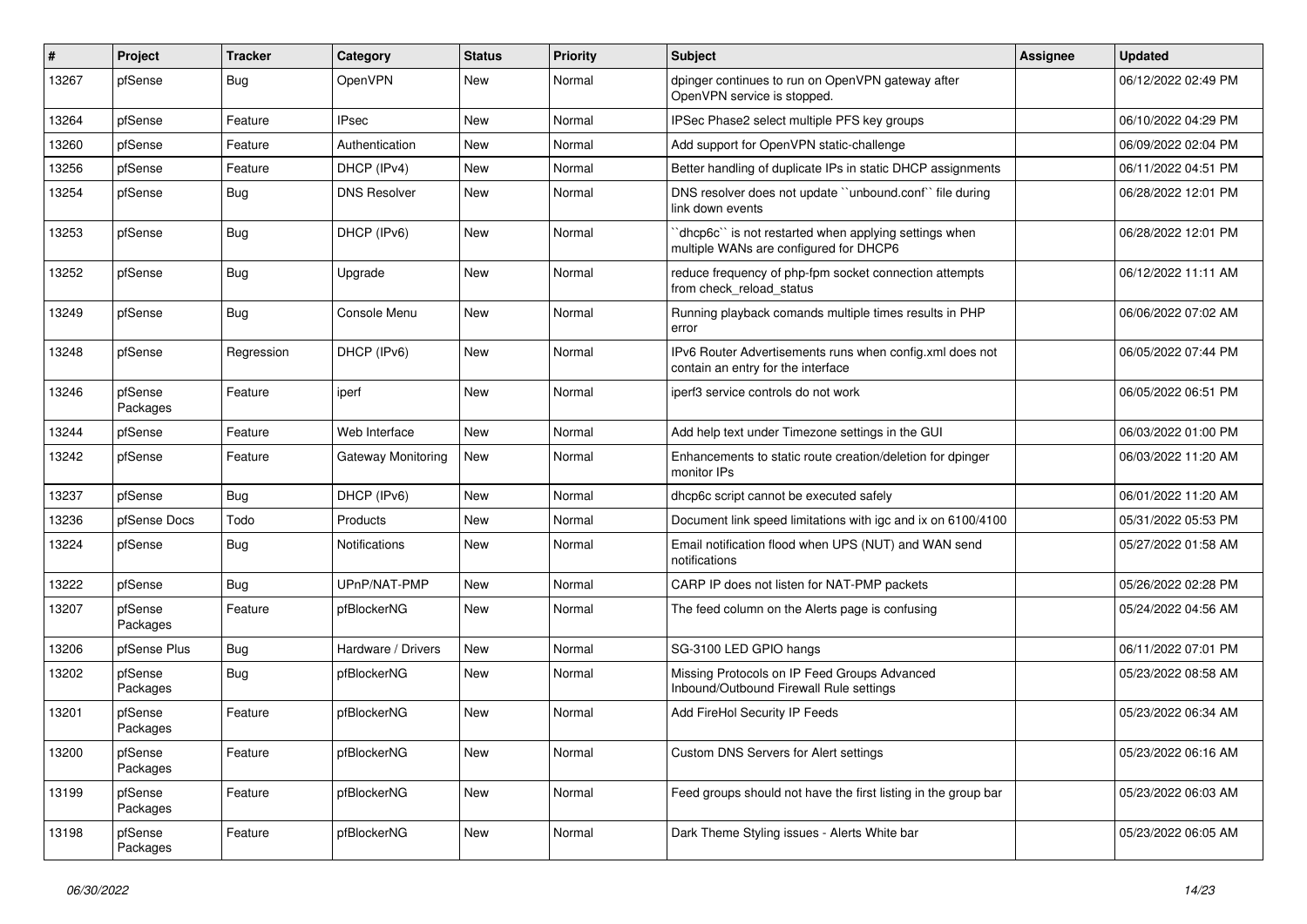| # | Project | Tracker | Category | Status | Priority | Subject | Assignee | Updated |
|---|---|---|---|---|---|---|---|---|
| 13267 | pfSense | Bug | OpenVPN | New | Normal | dpinger continues to run on OpenVPN gateway after OpenVPN service is stopped. | | 06/12/2022 02:49 PM |
| 13264 | pfSense | Feature | IPsec | New | Normal | IPSec Phase2 select multiple PFS key groups | | 06/10/2022 04:29 PM |
| 13260 | pfSense | Feature | Authentication | New | Normal | Add support for OpenVPN static-challenge | | 06/09/2022 02:04 PM |
| 13256 | pfSense | Feature | DHCP (IPv4) | New | Normal | Better handling of duplicate IPs in static DHCP assignments | | 06/11/2022 04:51 PM |
| 13254 | pfSense | Bug | DNS Resolver | New | Normal | DNS resolver does not update ``unbound.conf`` file during link down events | | 06/28/2022 12:01 PM |
| 13253 | pfSense | Bug | DHCP (IPv6) | New | Normal | ``dhcp6c`` is not restarted when applying settings when multiple WANs are configured for DHCP6 | | 06/28/2022 12:01 PM |
| 13252 | pfSense | Bug | Upgrade | New | Normal | reduce frequency of php-fpm socket connection attempts from check_reload_status | | 06/12/2022 11:11 AM |
| 13249 | pfSense | Bug | Console Menu | New | Normal | Running playback comands multiple times results in PHP error | | 06/06/2022 07:02 AM |
| 13248 | pfSense | Regression | DHCP (IPv6) | New | Normal | IPv6 Router Advertisements runs when config.xml does not contain an entry for the interface | | 06/05/2022 07:44 PM |
| 13246 | pfSense Packages | Feature | iperf | New | Normal | iperf3 service controls do not work | | 06/05/2022 06:51 PM |
| 13244 | pfSense | Feature | Web Interface | New | Normal | Add help text under Timezone settings in the GUI | | 06/03/2022 01:00 PM |
| 13242 | pfSense | Feature | Gateway Monitoring | New | Normal | Enhancements to static route creation/deletion for dpinger monitor IPs | | 06/03/2022 11:20 AM |
| 13237 | pfSense | Bug | DHCP (IPv6) | New | Normal | dhcp6c script cannot be executed safely | | 06/01/2022 11:20 AM |
| 13236 | pfSense Docs | Todo | Products | New | Normal | Document link speed limitations with igc and ix on 6100/4100 | | 05/31/2022 05:53 PM |
| 13224 | pfSense | Bug | Notifications | New | Normal | Email notification flood when UPS (NUT) and WAN send notifications | | 05/27/2022 01:58 AM |
| 13222 | pfSense | Bug | UPnP/NAT-PMP | New | Normal | CARP IP does not listen for NAT-PMP packets | | 05/26/2022 02:28 PM |
| 13207 | pfSense Packages | Feature | pfBlockerNG | New | Normal | The feed column on the Alerts page is confusing | | 05/24/2022 04:56 AM |
| 13206 | pfSense Plus | Bug | Hardware / Drivers | New | Normal | SG-3100 LED GPIO hangs | | 06/11/2022 07:01 PM |
| 13202 | pfSense Packages | Bug | pfBlockerNG | New | Normal | Missing Protocols on IP Feed Groups Advanced Inbound/Outbound Firewall Rule settings | | 05/23/2022 08:58 AM |
| 13201 | pfSense Packages | Feature | pfBlockerNG | New | Normal | Add FireHol Security IP Feeds | | 05/23/2022 06:34 AM |
| 13200 | pfSense Packages | Feature | pfBlockerNG | New | Normal | Custom DNS Servers for Alert settings | | 05/23/2022 06:16 AM |
| 13199 | pfSense Packages | Feature | pfBlockerNG | New | Normal | Feed groups should not have the first listing in the group bar | | 05/23/2022 06:03 AM |
| 13198 | pfSense Packages | Feature | pfBlockerNG | New | Normal | Dark Theme Styling issues - Alerts White bar | | 05/23/2022 06:05 AM |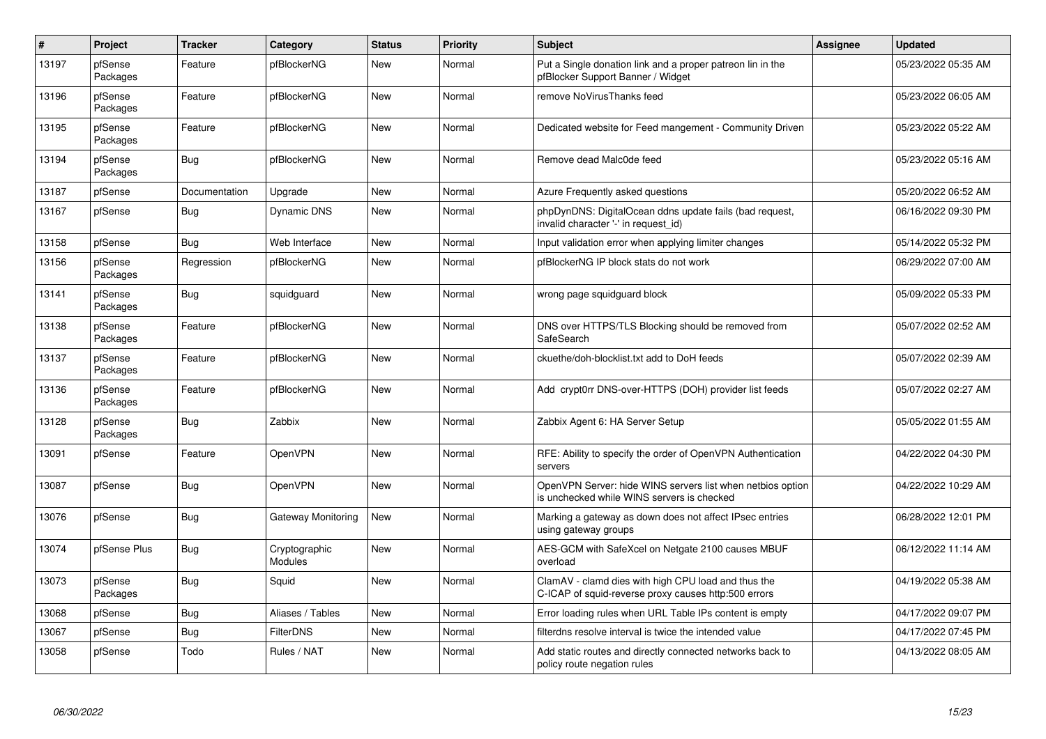| # | Project | Tracker | Category | Status | Priority | Subject | Assignee | Updated |
|---|---|---|---|---|---|---|---|---|
| 13197 | pfSense Packages | Feature | pfBlockerNG | New | Normal | Put a Single donation link and a proper patreon lin in the pfBlocker Support Banner / Widget | | 05/23/2022 05:35 AM |
| 13196 | pfSense Packages | Feature | pfBlockerNG | New | Normal | remove NoVirusThanks feed | | 05/23/2022 06:05 AM |
| 13195 | pfSense Packages | Feature | pfBlockerNG | New | Normal | Dedicated website for Feed mangement - Community Driven | | 05/23/2022 05:22 AM |
| 13194 | pfSense Packages | Bug | pfBlockerNG | New | Normal | Remove dead Malc0de feed | | 05/23/2022 05:16 AM |
| 13187 | pfSense | Documentation | Upgrade | New | Normal | Azure Frequently asked questions | | 05/20/2022 06:52 AM |
| 13167 | pfSense | Bug | Dynamic DNS | New | Normal | phpDynDNS: DigitalOcean ddns update fails (bad request, invalid character '-' in request_id) | | 06/16/2022 09:30 PM |
| 13158 | pfSense | Bug | Web Interface | New | Normal | Input validation error when applying limiter changes | | 05/14/2022 05:32 PM |
| 13156 | pfSense Packages | Regression | pfBlockerNG | New | Normal | pfBlockerNG IP block stats do not work | | 06/29/2022 07:00 AM |
| 13141 | pfSense Packages | Bug | squidguard | New | Normal | wrong page squidguard block | | 05/09/2022 05:33 PM |
| 13138 | pfSense Packages | Feature | pfBlockerNG | New | Normal | DNS over HTTPS/TLS Blocking should be removed from SafeSearch | | 05/07/2022 02:52 AM |
| 13137 | pfSense Packages | Feature | pfBlockerNG | New | Normal | ckuethe/doh-blocklist.txt add to DoH feeds | | 05/07/2022 02:39 AM |
| 13136 | pfSense Packages | Feature | pfBlockerNG | New | Normal | Add crypt0rr DNS-over-HTTPS (DOH) provider list feeds | | 05/07/2022 02:27 AM |
| 13128 | pfSense Packages | Bug | Zabbix | New | Normal | Zabbix Agent 6: HA Server Setup | | 05/05/2022 01:55 AM |
| 13091 | pfSense | Feature | OpenVPN | New | Normal | RFE: Ability to specify the order of OpenVPN Authentication servers | | 04/22/2022 04:30 PM |
| 13087 | pfSense | Bug | OpenVPN | New | Normal | OpenVPN Server: hide WINS servers list when netbios option is unchecked while WINS servers is checked | | 04/22/2022 10:29 AM |
| 13076 | pfSense | Bug | Gateway Monitoring | New | Normal | Marking a gateway as down does not affect IPsec entries using gateway groups | | 06/28/2022 12:01 PM |
| 13074 | pfSense Plus | Bug | Cryptographic Modules | New | Normal | AES-GCM with SafeXcel on Netgate 2100 causes MBUF overload | | 06/12/2022 11:14 AM |
| 13073 | pfSense Packages | Bug | Squid | New | Normal | ClamAV - clamd dies with high CPU load and thus the C-ICAP of squid-reverse proxy causes http:500 errors | | 04/19/2022 05:38 AM |
| 13068 | pfSense | Bug | Aliases / Tables | New | Normal | Error loading rules when URL Table IPs content is empty | | 04/17/2022 09:07 PM |
| 13067 | pfSense | Bug | FilterDNS | New | Normal | filterdns resolve interval is twice the intended value | | 04/17/2022 07:45 PM |
| 13058 | pfSense | Todo | Rules / NAT | New | Normal | Add static routes and directly connected networks back to policy route negation rules | | 04/13/2022 08:05 AM |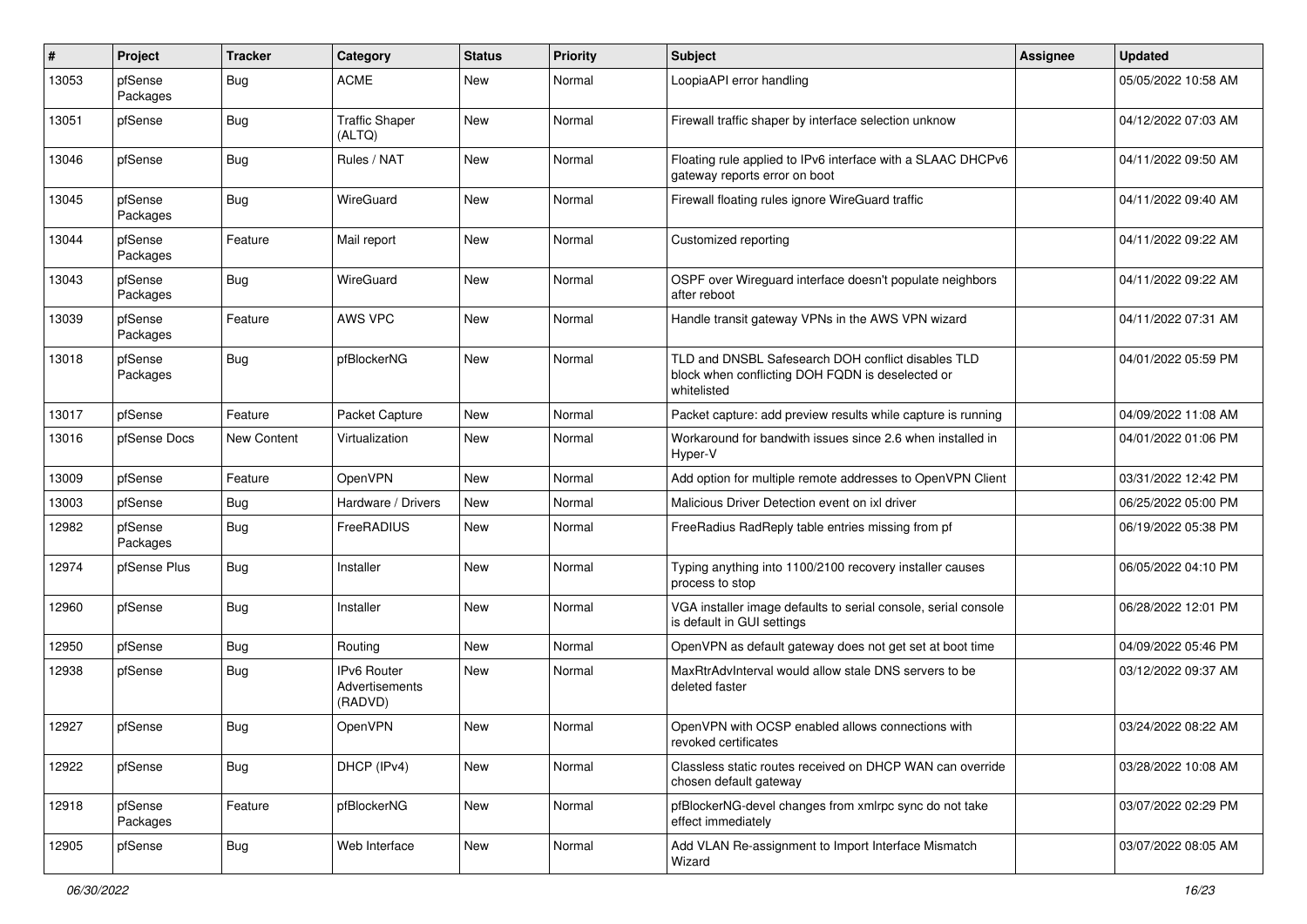| # | Project | Tracker | Category | Status | Priority | Subject | Assignee | Updated |
|---|---|---|---|---|---|---|---|---|
| 13053 | pfSense Packages | Bug | ACME | New | Normal | LoopiaAPI error handling | | 05/05/2022 10:58 AM |
| 13051 | pfSense | Bug | Traffic Shaper (ALTQ) | New | Normal | Firewall traffic shaper by interface selection unknow | | 04/12/2022 07:03 AM |
| 13046 | pfSense | Bug | Rules / NAT | New | Normal | Floating rule applied to IPv6 interface with a SLAAC DHCPv6 gateway reports error on boot | | 04/11/2022 09:50 AM |
| 13045 | pfSense Packages | Bug | WireGuard | New | Normal | Firewall floating rules ignore WireGuard traffic | | 04/11/2022 09:40 AM |
| 13044 | pfSense Packages | Feature | Mail report | New | Normal | Customized reporting | | 04/11/2022 09:22 AM |
| 13043 | pfSense Packages | Bug | WireGuard | New | Normal | OSPF over Wireguard interface doesn't populate neighbors after reboot | | 04/11/2022 09:22 AM |
| 13039 | pfSense Packages | Feature | AWS VPC | New | Normal | Handle transit gateway VPNs in the AWS VPN wizard | | 04/11/2022 07:31 AM |
| 13018 | pfSense Packages | Bug | pfBlockerNG | New | Normal | TLD and DNSBL Safesearch DOH conflict disables TLD block when conflicting DOH FQDN is deselected or whitelisted | | 04/01/2022 05:59 PM |
| 13017 | pfSense | Feature | Packet Capture | New | Normal | Packet capture: add preview results while capture is running | | 04/09/2022 11:08 AM |
| 13016 | pfSense Docs | New Content | Virtualization | New | Normal | Workaround for bandwith issues since 2.6 when installed in Hyper-V | | 04/01/2022 01:06 PM |
| 13009 | pfSense | Feature | OpenVPN | New | Normal | Add option for multiple remote addresses to OpenVPN Client | | 03/31/2022 12:42 PM |
| 13003 | pfSense | Bug | Hardware / Drivers | New | Normal | Malicious Driver Detection event on ixl driver | | 06/25/2022 05:00 PM |
| 12982 | pfSense Packages | Bug | FreeRADIUS | New | Normal | FreeRadius RadReply table entries missing from pf | | 06/19/2022 05:38 PM |
| 12974 | pfSense Plus | Bug | Installer | New | Normal | Typing anything into 1100/2100 recovery installer causes process to stop | | 06/05/2022 04:10 PM |
| 12960 | pfSense | Bug | Installer | New | Normal | VGA installer image defaults to serial console, serial console is default in GUI settings | | 06/28/2022 12:01 PM |
| 12950 | pfSense | Bug | Routing | New | Normal | OpenVPN as default gateway does not get set at boot time | | 04/09/2022 05:46 PM |
| 12938 | pfSense | Bug | IPv6 Router Advertisements (RADVD) | New | Normal | MaxRtrAdvInterval would allow stale DNS servers to be deleted faster | | 03/12/2022 09:37 AM |
| 12927 | pfSense | Bug | OpenVPN | New | Normal | OpenVPN with OCSP enabled allows connections with revoked certificates | | 03/24/2022 08:22 AM |
| 12922 | pfSense | Bug | DHCP (IPv4) | New | Normal | Classless static routes received on DHCP WAN can override chosen default gateway | | 03/28/2022 10:08 AM |
| 12918 | pfSense Packages | Feature | pfBlockerNG | New | Normal | pfBlockerNG-devel changes from xmlrpc sync do not take effect immediately | | 03/07/2022 02:29 PM |
| 12905 | pfSense | Bug | Web Interface | New | Normal | Add VLAN Re-assignment to Import Interface Mismatch Wizard | | 03/07/2022 08:05 AM |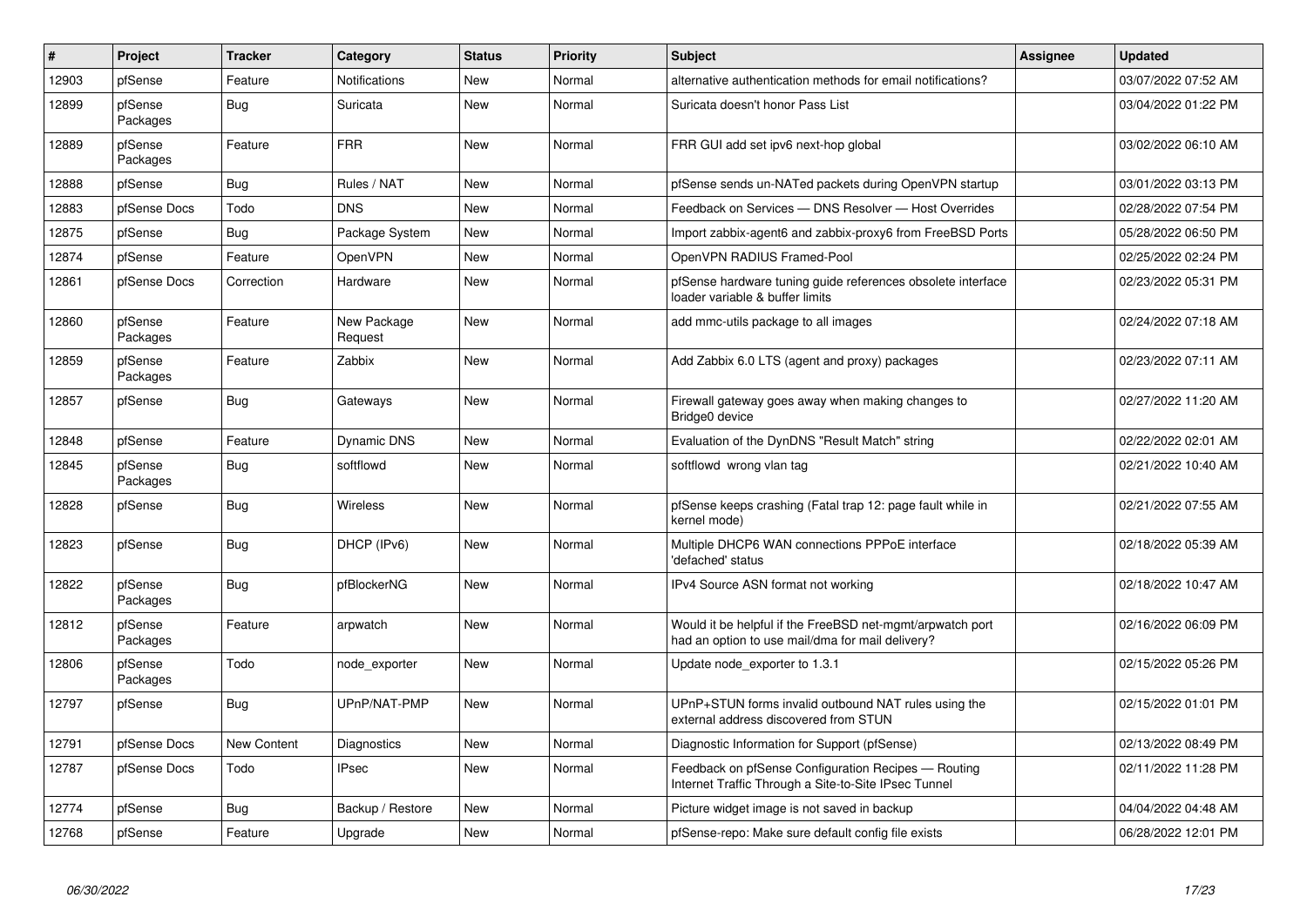| # | Project | Tracker | Category | Status | Priority | Subject | Assignee | Updated |
|---|---|---|---|---|---|---|---|---|
| 12903 | pfSense | Feature | Notifications | New | Normal | alternative authentication methods for email notifications? | | 03/07/2022 07:52 AM |
| 12899 | pfSense Packages | Bug | Suricata | New | Normal | Suricata doesn't honor Pass List | | 03/04/2022 01:22 PM |
| 12889 | pfSense Packages | Feature | FRR | New | Normal | FRR GUI add set ipv6 next-hop global | | 03/02/2022 06:10 AM |
| 12888 | pfSense | Bug | Rules / NAT | New | Normal | pfSense sends un-NATed packets during OpenVPN startup | | 03/01/2022 03:13 PM |
| 12883 | pfSense Docs | Todo | DNS | New | Normal | Feedback on Services — DNS Resolver — Host Overrides | | 02/28/2022 07:54 PM |
| 12875 | pfSense | Bug | Package System | New | Normal | Import zabbix-agent6 and zabbix-proxy6 from FreeBSD Ports | | 05/28/2022 06:50 PM |
| 12874 | pfSense | Feature | OpenVPN | New | Normal | OpenVPN RADIUS Framed-Pool | | 02/25/2022 02:24 PM |
| 12861 | pfSense Docs | Correction | Hardware | New | Normal | pfSense hardware tuning guide references obsolete interface loader variable & buffer limits | | 02/23/2022 05:31 PM |
| 12860 | pfSense Packages | Feature | New Package Request | New | Normal | add mmc-utils package to all images | | 02/24/2022 07:18 AM |
| 12859 | pfSense Packages | Feature | Zabbix | New | Normal | Add Zabbix 6.0 LTS (agent and proxy) packages | | 02/23/2022 07:11 AM |
| 12857 | pfSense | Bug | Gateways | New | Normal | Firewall gateway goes away when making changes to Bridge0 device | | 02/27/2022 11:20 AM |
| 12848 | pfSense | Feature | Dynamic DNS | New | Normal | Evaluation of the DynDNS "Result Match" string | | 02/22/2022 02:01 AM |
| 12845 | pfSense Packages | Bug | softflowd | New | Normal | softflowd wrong vlan tag | | 02/21/2022 10:40 AM |
| 12828 | pfSense | Bug | Wireless | New | Normal | pfSense keeps crashing (Fatal trap 12: page fault while in kernel mode) | | 02/21/2022 07:55 AM |
| 12823 | pfSense | Bug | DHCP (IPv6) | New | Normal | Multiple DHCP6 WAN connections PPPoE interface 'defached' status | | 02/18/2022 05:39 AM |
| 12822 | pfSense Packages | Bug | pfBlockerNG | New | Normal | IPv4 Source ASN format not working | | 02/18/2022 10:47 AM |
| 12812 | pfSense Packages | Feature | arpwatch | New | Normal | Would it be helpful if the FreeBSD net-mgmt/arpwatch port had an option to use mail/dma for mail delivery? | | 02/16/2022 06:09 PM |
| 12806 | pfSense Packages | Todo | node_exporter | New | Normal | Update node_exporter to 1.3.1 | | 02/15/2022 05:26 PM |
| 12797 | pfSense | Bug | UPnP/NAT-PMP | New | Normal | UPnP+STUN forms invalid outbound NAT rules using the external address discovered from STUN | | 02/15/2022 01:01 PM |
| 12791 | pfSense Docs | New Content | Diagnostics | New | Normal | Diagnostic Information for Support (pfSense) | | 02/13/2022 08:49 PM |
| 12787 | pfSense Docs | Todo | IPsec | New | Normal | Feedback on pfSense Configuration Recipes — Routing Internet Traffic Through a Site-to-Site IPsec Tunnel | | 02/11/2022 11:28 PM |
| 12774 | pfSense | Bug | Backup / Restore | New | Normal | Picture widget image is not saved in backup | | 04/04/2022 04:48 AM |
| 12768 | pfSense | Feature | Upgrade | New | Normal | pfSense-repo: Make sure default config file exists | | 06/28/2022 12:01 PM |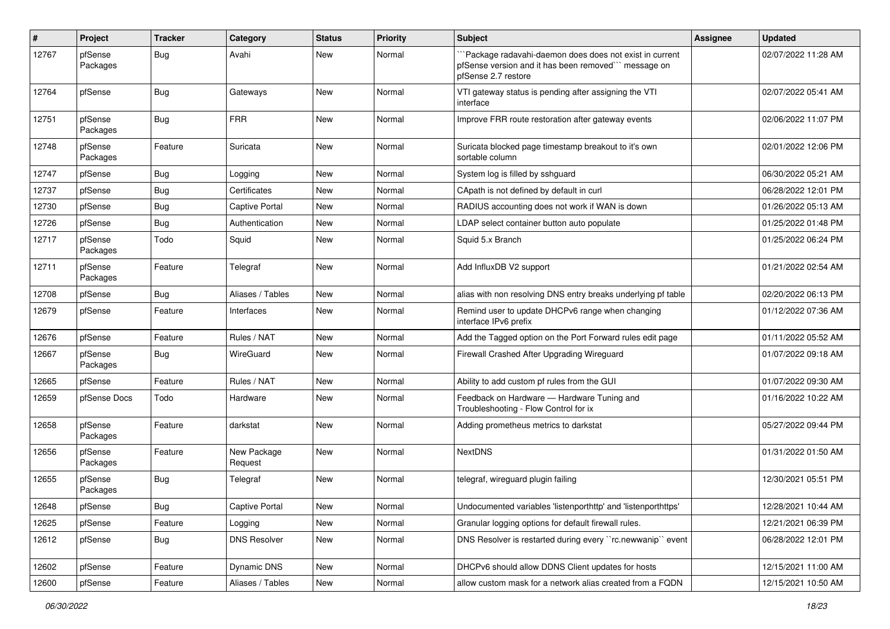| # | Project | Tracker | Category | Status | Priority | Subject | Assignee | Updated |
|---|---|---|---|---|---|---|---|---|
| 12767 | pfSense Packages | Bug | Avahi | New | Normal | ```Package radavahi-daemon does does not exist in current pfSense version and it has been removed``` message on pfSense 2.7 restore | | 02/07/2022 11:28 AM |
| 12764 | pfSense | Bug | Gateways | New | Normal | VTI gateway status is pending after assigning the VTI interface | | 02/07/2022 05:41 AM |
| 12751 | pfSense Packages | Bug | FRR | New | Normal | Improve FRR route restoration after gateway events | | 02/06/2022 11:07 PM |
| 12748 | pfSense Packages | Feature | Suricata | New | Normal | Suricata blocked page timestamp breakout to it's own sortable column | | 02/01/2022 12:06 PM |
| 12747 | pfSense | Bug | Logging | New | Normal | System log is filled by sshguard | | 06/30/2022 05:21 AM |
| 12737 | pfSense | Bug | Certificates | New | Normal | CApath is not defined by default in curl | | 06/28/2022 12:01 PM |
| 12730 | pfSense | Bug | Captive Portal | New | Normal | RADIUS accounting does not work if WAN is down | | 01/26/2022 05:13 AM |
| 12726 | pfSense | Bug | Authentication | New | Normal | LDAP select container button auto populate | | 01/25/2022 01:48 PM |
| 12717 | pfSense Packages | Todo | Squid | New | Normal | Squid 5.x Branch | | 01/25/2022 06:24 PM |
| 12711 | pfSense Packages | Feature | Telegraf | New | Normal | Add InfluxDB V2 support | | 01/21/2022 02:54 AM |
| 12708 | pfSense | Bug | Aliases / Tables | New | Normal | alias with non resolving DNS entry breaks underlying pf table | | 02/20/2022 06:13 PM |
| 12679 | pfSense | Feature | Interfaces | New | Normal | Remind user to update DHCPv6 range when changing interface IPv6 prefix | | 01/12/2022 07:36 AM |
| 12676 | pfSense | Feature | Rules / NAT | New | Normal | Add the Tagged option on the Port Forward rules edit page | | 01/11/2022 05:52 AM |
| 12667 | pfSense Packages | Bug | WireGuard | New | Normal | Firewall Crashed After Upgrading Wireguard | | 01/07/2022 09:18 AM |
| 12665 | pfSense | Feature | Rules / NAT | New | Normal | Ability to add custom pf rules from the GUI | | 01/07/2022 09:30 AM |
| 12659 | pfSense Docs | Todo | Hardware | New | Normal | Feedback on Hardware — Hardware Tuning and Troubleshooting - Flow Control for ix | | 01/16/2022 10:22 AM |
| 12658 | pfSense Packages | Feature | darkstat | New | Normal | Adding prometheus metrics to darkstat | | 05/27/2022 09:44 PM |
| 12656 | pfSense Packages | Feature | New Package Request | New | Normal | NextDNS | | 01/31/2022 01:50 AM |
| 12655 | pfSense Packages | Bug | Telegraf | New | Normal | telegraf, wireguard plugin failing | | 12/30/2021 05:51 PM |
| 12648 | pfSense | Bug | Captive Portal | New | Normal | Undocumented variables 'listenporthttp' and 'listenporthttps' | | 12/28/2021 10:44 AM |
| 12625 | pfSense | Feature | Logging | New | Normal | Granular logging options for default firewall rules. | | 12/21/2021 06:39 PM |
| 12612 | pfSense | Bug | DNS Resolver | New | Normal | DNS Resolver is restarted during every ``rc.newwanip`` event | | 06/28/2022 12:01 PM |
| 12602 | pfSense | Feature | Dynamic DNS | New | Normal | DHCPv6 should allow DDNS Client updates for hosts | | 12/15/2021 11:00 AM |
| 12600 | pfSense | Feature | Aliases / Tables | New | Normal | allow custom mask for a network alias created from a FQDN | | 12/15/2021 10:50 AM |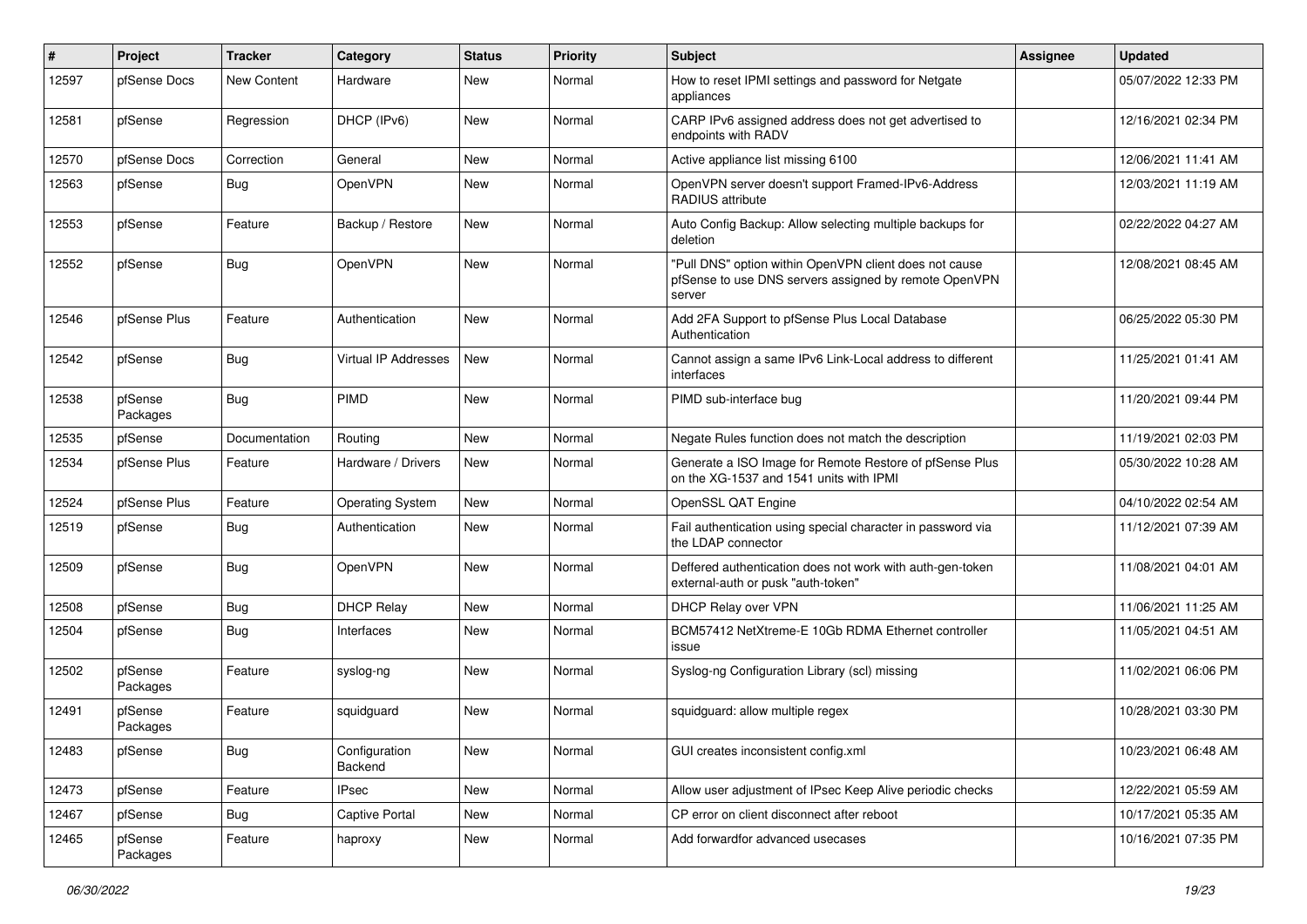| # | Project | Tracker | Category | Status | Priority | Subject | Assignee | Updated |
|---|---|---|---|---|---|---|---|---|
| 12597 | pfSense Docs | New Content | Hardware | New | Normal | How to reset IPMI settings and password for Netgate appliances | | 05/07/2022 12:33 PM |
| 12581 | pfSense | Regression | DHCP (IPv6) | New | Normal | CARP IPv6 assigned address does not get advertised to endpoints with RADV | | 12/16/2021 02:34 PM |
| 12570 | pfSense Docs | Correction | General | New | Normal | Active appliance list missing 6100 | | 12/06/2021 11:41 AM |
| 12563 | pfSense | Bug | OpenVPN | New | Normal | OpenVPN server doesn't support Framed-IPv6-Address RADIUS attribute | | 12/03/2021 11:19 AM |
| 12553 | pfSense | Feature | Backup / Restore | New | Normal | Auto Config Backup: Allow selecting multiple backups for deletion | | 02/22/2022 04:27 AM |
| 12552 | pfSense | Bug | OpenVPN | New | Normal | "Pull DNS" option within OpenVPN client does not cause pfSense to use DNS servers assigned by remote OpenVPN server | | 12/08/2021 08:45 AM |
| 12546 | pfSense Plus | Feature | Authentication | New | Normal | Add 2FA Support to pfSense Plus Local Database Authentication | | 06/25/2022 05:30 PM |
| 12542 | pfSense | Bug | Virtual IP Addresses | New | Normal | Cannot assign a same IPv6 Link-Local address to different interfaces | | 11/25/2021 01:41 AM |
| 12538 | pfSense Packages | Bug | PIMD | New | Normal | PIMD sub-interface bug | | 11/20/2021 09:44 PM |
| 12535 | pfSense | Documentation | Routing | New | Normal | Negate Rules function does not match the description | | 11/19/2021 02:03 PM |
| 12534 | pfSense Plus | Feature | Hardware / Drivers | New | Normal | Generate a ISO Image for Remote Restore of pfSense Plus on the XG-1537 and 1541 units with IPMI | | 05/30/2022 10:28 AM |
| 12524 | pfSense Plus | Feature | Operating System | New | Normal | OpenSSL QAT Engine | | 04/10/2022 02:54 AM |
| 12519 | pfSense | Bug | Authentication | New | Normal | Fail authentication using special character in password via the LDAP connector | | 11/12/2021 07:39 AM |
| 12509 | pfSense | Bug | OpenVPN | New | Normal | Deffered authentication does not work with auth-gen-token external-auth or pusk "auth-token" | | 11/08/2021 04:01 AM |
| 12508 | pfSense | Bug | DHCP Relay | New | Normal | DHCP Relay over VPN | | 11/06/2021 11:25 AM |
| 12504 | pfSense | Bug | Interfaces | New | Normal | BCM57412 NetXtreme-E 10Gb RDMA Ethernet controller issue | | 11/05/2021 04:51 AM |
| 12502 | pfSense Packages | Feature | syslog-ng | New | Normal | Syslog-ng Configuration Library (scl) missing | | 11/02/2021 06:06 PM |
| 12491 | pfSense Packages | Feature | squidguard | New | Normal | squidguard: allow multiple regex | | 10/28/2021 03:30 PM |
| 12483 | pfSense | Bug | Configuration Backend | New | Normal | GUI creates inconsistent config.xml | | 10/23/2021 06:48 AM |
| 12473 | pfSense | Feature | IPsec | New | Normal | Allow user adjustment of IPsec Keep Alive periodic checks | | 12/22/2021 05:59 AM |
| 12467 | pfSense | Bug | Captive Portal | New | Normal | CP error on client disconnect after reboot | | 10/17/2021 05:35 AM |
| 12465 | pfSense Packages | Feature | haproxy | New | Normal | Add forwardfor advanced usecases | | 10/16/2021 07:35 PM |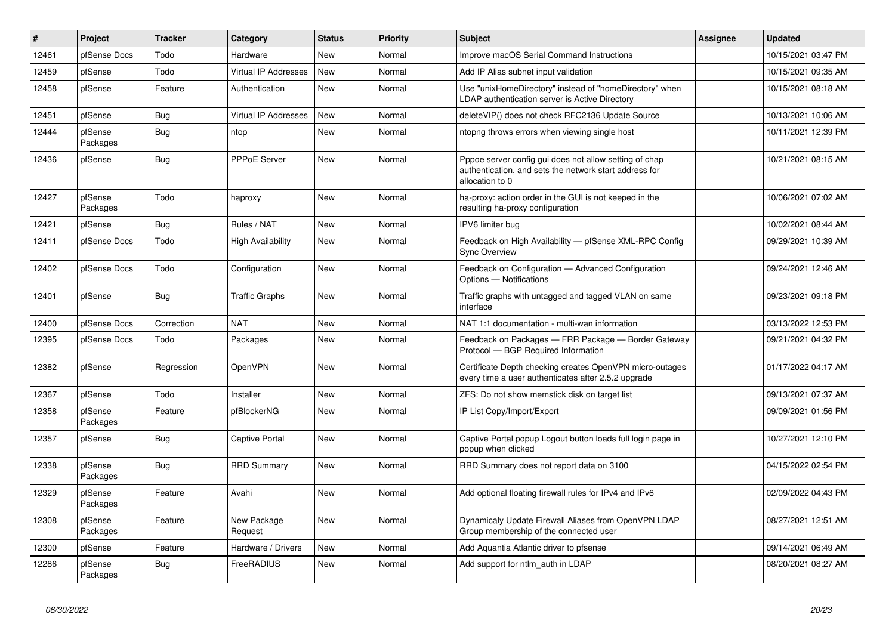| # | Project | Tracker | Category | Status | Priority | Subject | Assignee | Updated |
|---|---|---|---|---|---|---|---|---|
| 12461 | pfSense Docs | Todo | Hardware | New | Normal | Improve macOS Serial Command Instructions | | 10/15/2021 03:47 PM |
| 12459 | pfSense | Todo | Virtual IP Addresses | New | Normal | Add IP Alias subnet input validation | | 10/15/2021 09:35 AM |
| 12458 | pfSense | Feature | Authentication | New | Normal | Use "unixHomeDirectory" instead of "homeDirectory" when LDAP authentication server is Active Directory | | 10/15/2021 08:18 AM |
| 12451 | pfSense | Bug | Virtual IP Addresses | New | Normal | deleteVIP() does not check RFC2136 Update Source | | 10/13/2021 10:06 AM |
| 12444 | pfSense Packages | Bug | ntop | New | Normal | ntopng throws errors when viewing single host | | 10/11/2021 12:39 PM |
| 12436 | pfSense | Bug | PPPoE Server | New | Normal | Pppoe server config gui does not allow setting of chap authentication, and sets the network start address for allocation to 0 | | 10/21/2021 08:15 AM |
| 12427 | pfSense Packages | Todo | haproxy | New | Normal | ha-proxy: action order in the GUI is not keeped in the resulting ha-proxy configuration | | 10/06/2021 07:02 AM |
| 12421 | pfSense | Bug | Rules / NAT | New | Normal | IPV6 limiter bug | | 10/02/2021 08:44 AM |
| 12411 | pfSense Docs | Todo | High Availability | New | Normal | Feedback on High Availability — pfSense XML-RPC Config Sync Overview | | 09/29/2021 10:39 AM |
| 12402 | pfSense Docs | Todo | Configuration | New | Normal | Feedback on Configuration — Advanced Configuration Options — Notifications | | 09/24/2021 12:46 AM |
| 12401 | pfSense | Bug | Traffic Graphs | New | Normal | Traffic graphs with untagged and tagged VLAN on same interface | | 09/23/2021 09:18 PM |
| 12400 | pfSense Docs | Correction | NAT | New | Normal | NAT 1:1 documentation - multi-wan information | | 03/13/2022 12:53 PM |
| 12395 | pfSense Docs | Todo | Packages | New | Normal | Feedback on Packages — FRR Package — Border Gateway Protocol — BGP Required Information | | 09/21/2021 04:32 PM |
| 12382 | pfSense | Regression | OpenVPN | New | Normal | Certificate Depth checking creates OpenVPN micro-outages every time a user authenticates after 2.5.2 upgrade | | 01/17/2022 04:17 AM |
| 12367 | pfSense | Todo | Installer | New | Normal | ZFS: Do not show memstick disk on target list | | 09/13/2021 07:37 AM |
| 12358 | pfSense Packages | Feature | pfBlockerNG | New | Normal | IP List Copy/Import/Export | | 09/09/2021 01:56 PM |
| 12357 | pfSense | Bug | Captive Portal | New | Normal | Captive Portal popup Logout button loads full login page in popup when clicked | | 10/27/2021 12:10 PM |
| 12338 | pfSense Packages | Bug | RRD Summary | New | Normal | RRD Summary does not report data on 3100 | | 04/15/2022 02:54 PM |
| 12329 | pfSense Packages | Feature | Avahi | New | Normal | Add optional floating firewall rules for IPv4 and IPv6 | | 02/09/2022 04:43 PM |
| 12308 | pfSense Packages | Feature | New Package Request | New | Normal | Dynamicaly Update Firewall Aliases from OpenVPN LDAP Group membership of the connected user | | 08/27/2021 12:51 AM |
| 12300 | pfSense | Feature | Hardware / Drivers | New | Normal | Add Aquantia Atlantic driver to pfsense | | 09/14/2021 06:49 AM |
| 12286 | pfSense Packages | Bug | FreeRADIUS | New | Normal | Add support for ntlm_auth in LDAP | | 08/20/2021 08:27 AM |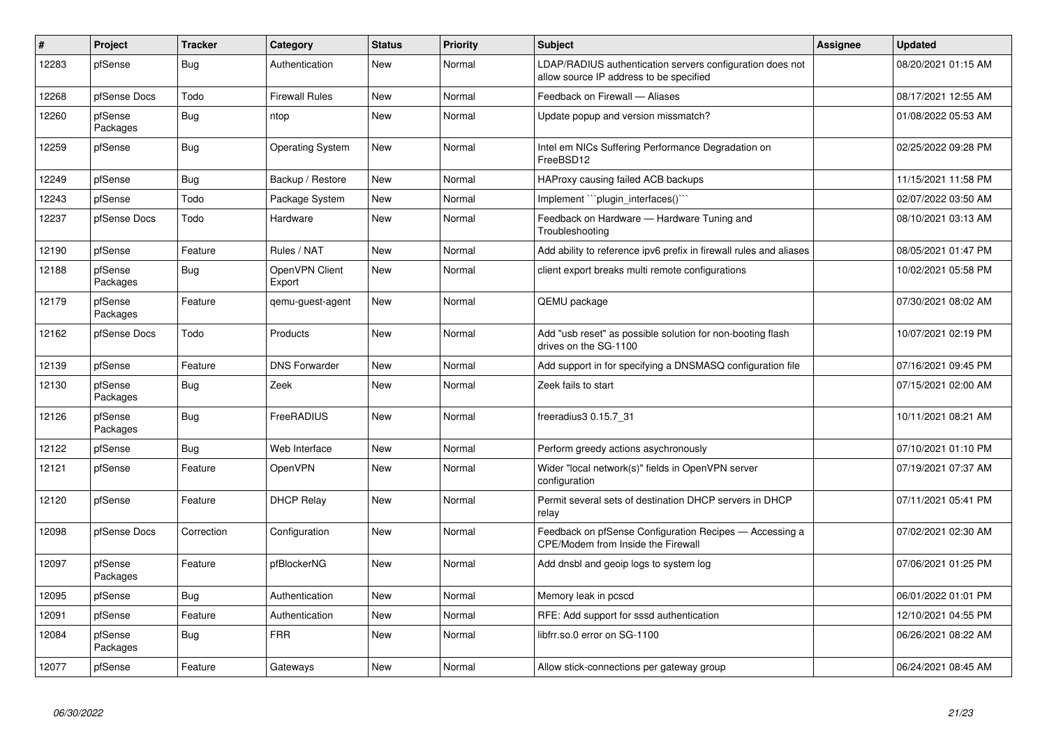| # | Project | Tracker | Category | Status | Priority | Subject | Assignee | Updated |
|---|---|---|---|---|---|---|---|---|
| 12283 | pfSense | Bug | Authentication | New | Normal | LDAP/RADIUS authentication servers configuration does not allow source IP address to be specified | | 08/20/2021 01:15 AM |
| 12268 | pfSense Docs | Todo | Firewall Rules | New | Normal | Feedback on Firewall — Aliases | | 08/17/2021 12:55 AM |
| 12260 | pfSense Packages | Bug | ntop | New | Normal | Update popup and version missmatch? | | 01/08/2022 05:53 AM |
| 12259 | pfSense | Bug | Operating System | New | Normal | Intel em NICs Suffering Performance Degradation on FreeBSD12 | | 02/25/2022 09:28 PM |
| 12249 | pfSense | Bug | Backup / Restore | New | Normal | HAProxy causing failed ACB backups | | 11/15/2021 11:58 PM |
| 12243 | pfSense | Todo | Package System | New | Normal | Implement ```plugin_interfaces()``` | | 02/07/2022 03:50 AM |
| 12237 | pfSense Docs | Todo | Hardware | New | Normal | Feedback on Hardware — Hardware Tuning and Troubleshooting | | 08/10/2021 03:13 AM |
| 12190 | pfSense | Feature | Rules / NAT | New | Normal | Add ability to reference ipv6 prefix in firewall rules and aliases | | 08/05/2021 01:47 PM |
| 12188 | pfSense Packages | Bug | OpenVPN Client Export | New | Normal | client export breaks multi remote configurations | | 10/02/2021 05:58 PM |
| 12179 | pfSense Packages | Feature | qemu-guest-agent | New | Normal | QEMU package | | 07/30/2021 08:02 AM |
| 12162 | pfSense Docs | Todo | Products | New | Normal | Add "usb reset" as possible solution for non-booting flash drives on the SG-1100 | | 10/07/2021 02:19 PM |
| 12139 | pfSense | Feature | DNS Forwarder | New | Normal | Add support in for specifying a DNSMASQ configuration file | | 07/16/2021 09:45 PM |
| 12130 | pfSense Packages | Bug | Zeek | New | Normal | Zeek fails to start | | 07/15/2021 02:00 AM |
| 12126 | pfSense Packages | Bug | FreeRADIUS | New | Normal | freeradius3 0.15.7_31 | | 10/11/2021 08:21 AM |
| 12122 | pfSense | Bug | Web Interface | New | Normal | Perform greedy actions asychronously | | 07/10/2021 01:10 PM |
| 12121 | pfSense | Feature | OpenVPN | New | Normal | Wider "local network(s)" fields in OpenVPN server configuration | | 07/19/2021 07:37 AM |
| 12120 | pfSense | Feature | DHCP Relay | New | Normal | Permit several sets of destination DHCP servers in DHCP relay | | 07/11/2021 05:41 PM |
| 12098 | pfSense Docs | Correction | Configuration | New | Normal | Feedback on pfSense Configuration Recipes — Accessing a CPE/Modem from Inside the Firewall | | 07/02/2021 02:30 AM |
| 12097 | pfSense Packages | Feature | pfBlockerNG | New | Normal | Add dnsbl and geoip logs to system log | | 07/06/2021 01:25 PM |
| 12095 | pfSense | Bug | Authentication | New | Normal | Memory leak in pcscd | | 06/01/2022 01:01 PM |
| 12091 | pfSense | Feature | Authentication | New | Normal | RFE: Add support for sssd authentication | | 12/10/2021 04:55 PM |
| 12084 | pfSense Packages | Bug | FRR | New | Normal | libfrr.so.0 error on SG-1100 | | 06/26/2021 08:22 AM |
| 12077 | pfSense | Feature | Gateways | New | Normal | Allow stick-connections per gateway group | | 06/24/2021 08:45 AM |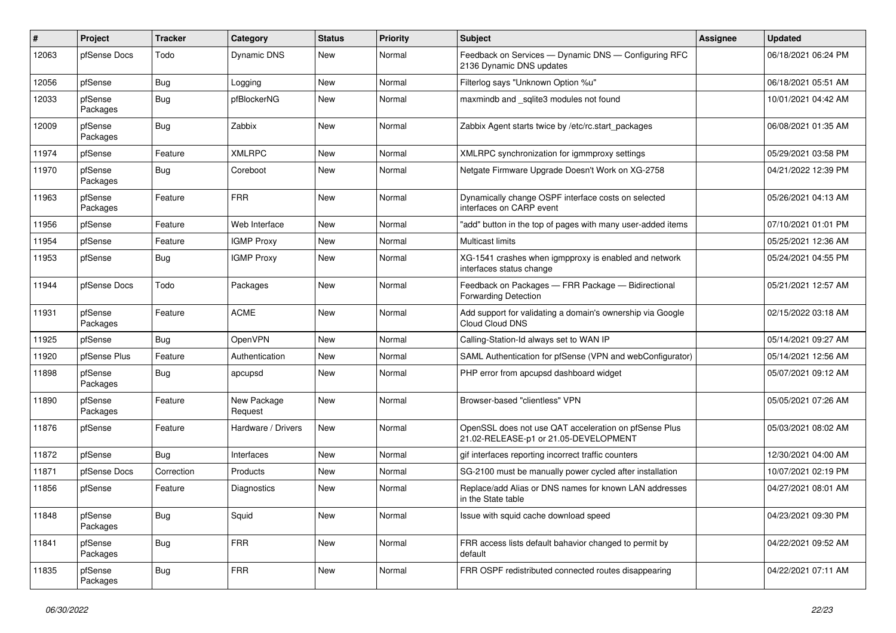| # | Project | Tracker | Category | Status | Priority | Subject | Assignee | Updated |
|---|---|---|---|---|---|---|---|---|
| 12063 | pfSense Docs | Todo | Dynamic DNS | New | Normal | Feedback on Services — Dynamic DNS — Configuring RFC 2136 Dynamic DNS updates | | 06/18/2021 06:24 PM |
| 12056 | pfSense | Bug | Logging | New | Normal | Filterlog says "Unknown Option %u" | | 06/18/2021 05:51 AM |
| 12033 | pfSense Packages | Bug | pfBlockerNG | New | Normal | maxmindb and _sqlite3 modules not found | | 10/01/2021 04:42 AM |
| 12009 | pfSense Packages | Bug | Zabbix | New | Normal | Zabbix Agent starts twice by /etc/rc.start_packages | | 06/08/2021 01:35 AM |
| 11974 | pfSense | Feature | XMLRPC | New | Normal | XMLRPC synchronization for igmmproxy settings | | 05/29/2021 03:58 PM |
| 11970 | pfSense Packages | Bug | Coreboot | New | Normal | Netgate Firmware Upgrade Doesn't Work on XG-2758 | | 04/21/2022 12:39 PM |
| 11963 | pfSense Packages | Feature | FRR | New | Normal | Dynamically change OSPF interface costs on selected interfaces on CARP event | | 05/26/2021 04:13 AM |
| 11956 | pfSense | Feature | Web Interface | New | Normal | "add" button in the top of pages with many user-added items | | 07/10/2021 01:01 PM |
| 11954 | pfSense | Feature | IGMP Proxy | New | Normal | Multicast limits | | 05/25/2021 12:36 AM |
| 11953 | pfSense | Bug | IGMP Proxy | New | Normal | XG-1541 crashes when igmpproxy is enabled and network interfaces status change | | 05/24/2021 04:55 PM |
| 11944 | pfSense Docs | Todo | Packages | New | Normal | Feedback on Packages — FRR Package — Bidirectional Forwarding Detection | | 05/21/2021 12:57 AM |
| 11931 | pfSense Packages | Feature | ACME | New | Normal | Add support for validating a domain's ownership via Google Cloud Cloud DNS | | 02/15/2022 03:18 AM |
| 11925 | pfSense | Bug | OpenVPN | New | Normal | Calling-Station-Id always set to WAN IP | | 05/14/2021 09:27 AM |
| 11920 | pfSense Plus | Feature | Authentication | New | Normal | SAML Authentication for pfSense (VPN and webConfigurator) | | 05/14/2021 12:56 AM |
| 11898 | pfSense Packages | Bug | apcupsd | New | Normal | PHP error from apcupsd dashboard widget | | 05/07/2021 09:12 AM |
| 11890 | pfSense Packages | Feature | New Package Request | New | Normal | Browser-based "clientless" VPN | | 05/05/2021 07:26 AM |
| 11876 | pfSense | Feature | Hardware / Drivers | New | Normal | OpenSSL does not use QAT acceleration on pfSense Plus 21.02-RELEASE-p1 or 21.05-DEVELOPMENT | | 05/03/2021 08:02 AM |
| 11872 | pfSense | Bug | Interfaces | New | Normal | gif interfaces reporting incorrect traffic counters | | 12/30/2021 04:00 AM |
| 11871 | pfSense Docs | Correction | Products | New | Normal | SG-2100 must be manually power cycled after installation | | 10/07/2021 02:19 PM |
| 11856 | pfSense | Feature | Diagnostics | New | Normal | Replace/add Alias or DNS names for known LAN addresses in the State table | | 04/27/2021 08:01 AM |
| 11848 | pfSense Packages | Bug | Squid | New | Normal | Issue with squid cache download speed | | 04/23/2021 09:30 PM |
| 11841 | pfSense Packages | Bug | FRR | New | Normal | FRR access lists default bahavior changed to permit by default | | 04/22/2021 09:52 AM |
| 11835 | pfSense Packages | Bug | FRR | New | Normal | FRR OSPF redistributed connected routes disappearing | | 04/22/2021 07:11 AM |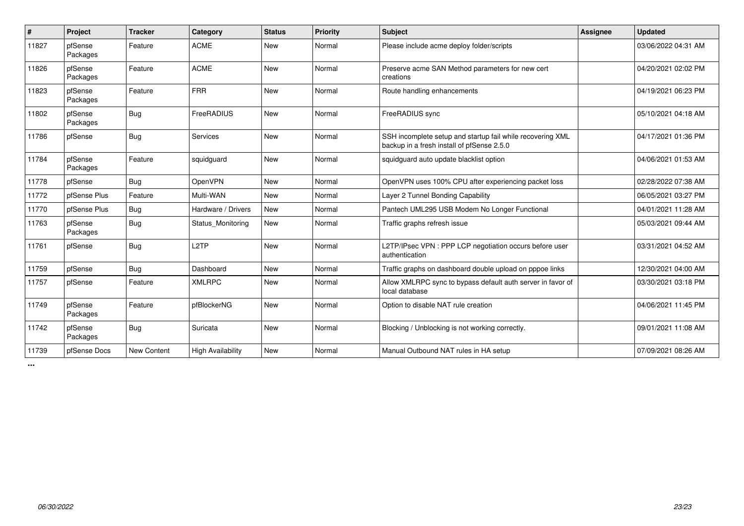| # | Project | Tracker | Category | Status | Priority | Subject | Assignee | Updated |
|---|---|---|---|---|---|---|---|---|
| 11827 | pfSense Packages | Feature | ACME | New | Normal | Please include acme deploy folder/scripts | | 03/06/2022 04:31 AM |
| 11826 | pfSense Packages | Feature | ACME | New | Normal | Preserve acme SAN Method parameters for new cert creations | | 04/20/2021 02:02 PM |
| 11823 | pfSense Packages | Feature | FRR | New | Normal | Route handling enhancements | | 04/19/2021 06:23 PM |
| 11802 | pfSense Packages | Bug | FreeRADIUS | New | Normal | FreeRADIUS sync | | 05/10/2021 04:18 AM |
| 11786 | pfSense | Bug | Services | New | Normal | SSH incomplete setup and startup fail while recovering XML backup in a fresh install of pfSense 2.5.0 | | 04/17/2021 01:36 PM |
| 11784 | pfSense Packages | Feature | squidguard | New | Normal | squidguard auto update blacklist option | | 04/06/2021 01:53 AM |
| 11778 | pfSense | Bug | OpenVPN | New | Normal | OpenVPN uses 100% CPU after experiencing packet loss | | 02/28/2022 07:38 AM |
| 11772 | pfSense Plus | Feature | Multi-WAN | New | Normal | Layer 2 Tunnel Bonding Capability | | 06/05/2021 03:27 PM |
| 11770 | pfSense Plus | Bug | Hardware / Drivers | New | Normal | Pantech UML295 USB Modem No Longer Functional | | 04/01/2021 11:28 AM |
| 11763 | pfSense Packages | Bug | Status_Monitoring | New | Normal | Traffic graphs refresh issue | | 05/03/2021 09:44 AM |
| 11761 | pfSense | Bug | L2TP | New | Normal | L2TP/IPsec VPN : PPP LCP negotiation occurs before user authentication | | 03/31/2021 04:52 AM |
| 11759 | pfSense | Bug | Dashboard | New | Normal | Traffic graphs on dashboard double upload on pppoe links | | 12/30/2021 04:00 AM |
| 11757 | pfSense | Feature | XMLRPC | New | Normal | Allow XMLRPC sync to bypass default auth server in favor of local database | | 03/30/2021 03:18 PM |
| 11749 | pfSense Packages | Feature | pfBlockerNG | New | Normal | Option to disable NAT rule creation | | 04/06/2021 11:45 PM |
| 11742 | pfSense Packages | Bug | Suricata | New | Normal | Blocking / Unblocking is not working correctly. | | 09/01/2021 11:08 AM |
| 11739 | pfSense Docs | New Content | High Availability | New | Normal | Manual Outbound NAT rules in HA setup | | 07/09/2021 08:26 AM |

...